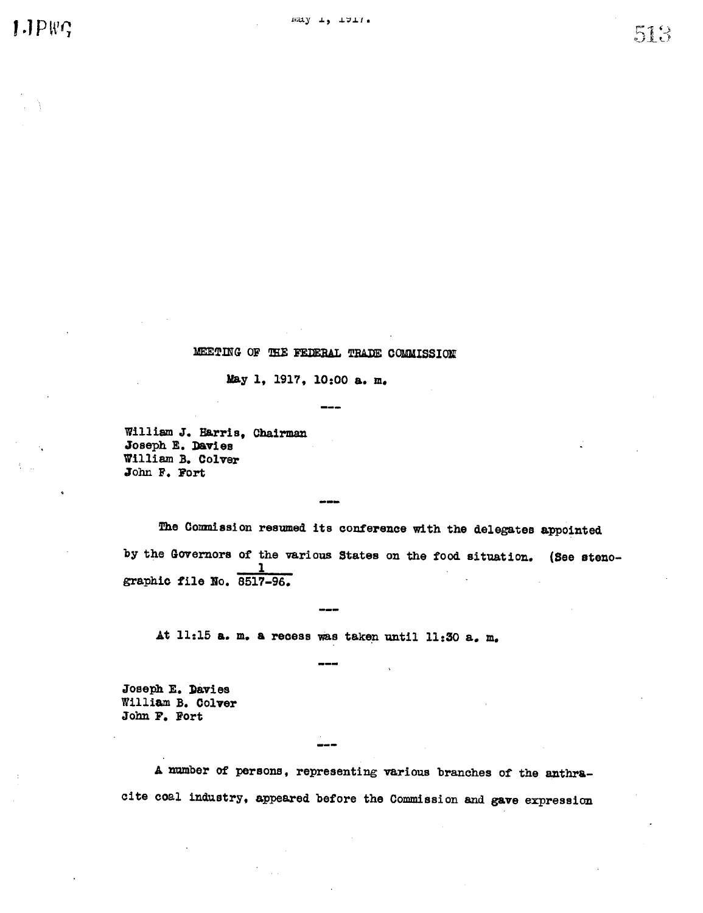MEETING OF THE FEDERAL TRADE COMMISSION

May 1, 1917, 10:00 a. m.

---

William J. Harris, Chairman
Joseph E. Davies
William B. Colver
John F. Fort

---

The Commission resumed its conference with the delegates appointed by the Governors of the various States on the food situation. (See stenographic file No. $\frac{1}{8517-96}$.

---

At 11:15 a. m. a recess was taken until 11:30 a. m.

---

Joseph E. Davies
William B. Colver
John F. Fort

---

A number of persons, representing various branches of the anthracite coal industry, appeared before the Commission and gave expression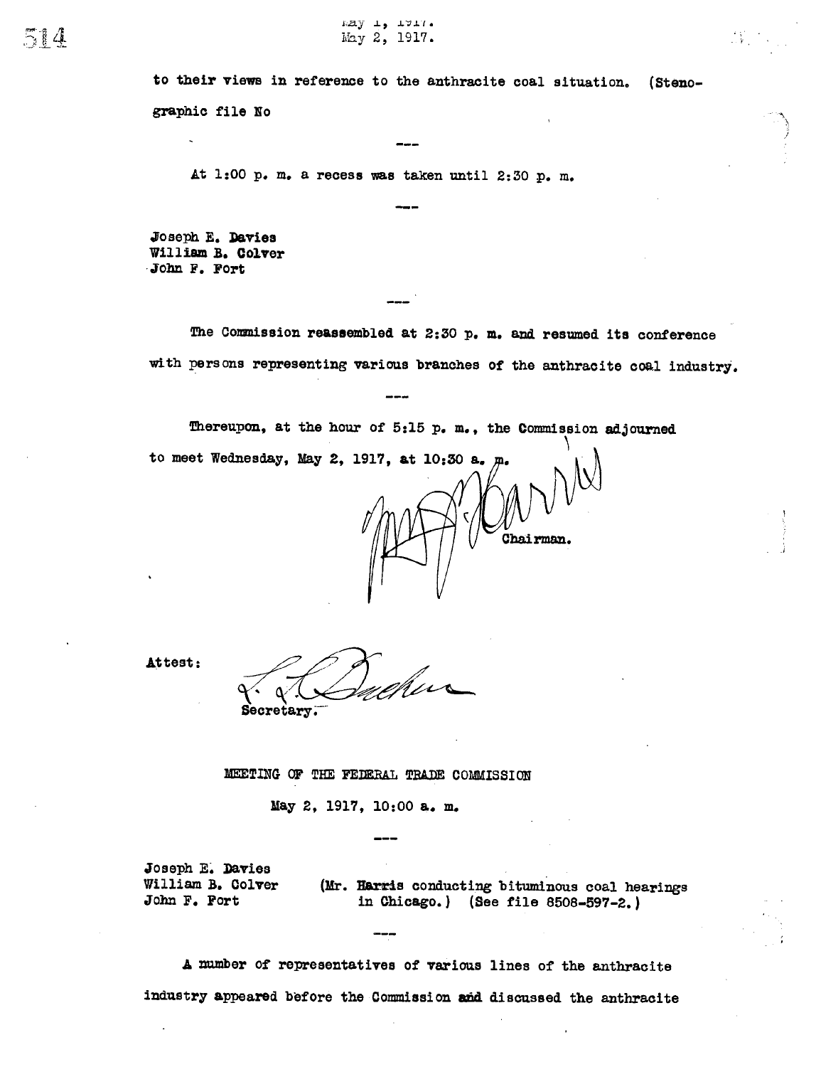to their views in reference to the anthracite coal situation. (Stenographic file No

---

At 1:00 p. m. a recess was taken until 2:30 p. m.

---

Joseph E. Davies
William B. Colver
John F. Fort

---

The Commission reassembled at 2:30 p. m. and resumed its conference with persons representing various branches of the anthracite coal industry.

---

Thereupon, at the hour of 5:15 p. m., the Commission adjourned to meet Wednesday, May 2, 1917, at 10:30 a. m.

Chairman.

Attest:

Secretary.

## MEETING OF THE FEDERAL TRADE COMMISSION

May 2, 1917, 10:00 a. m.

---

Joseph E. Davies
William B. Colver
John F. Fort

(Mr. Harris conducting bituminous coal hearings in Chicago.) (See file 8508-597-2.)

---

A number of representatives of various lines of the anthracite industry appeared before the Commission and discussed the anthracite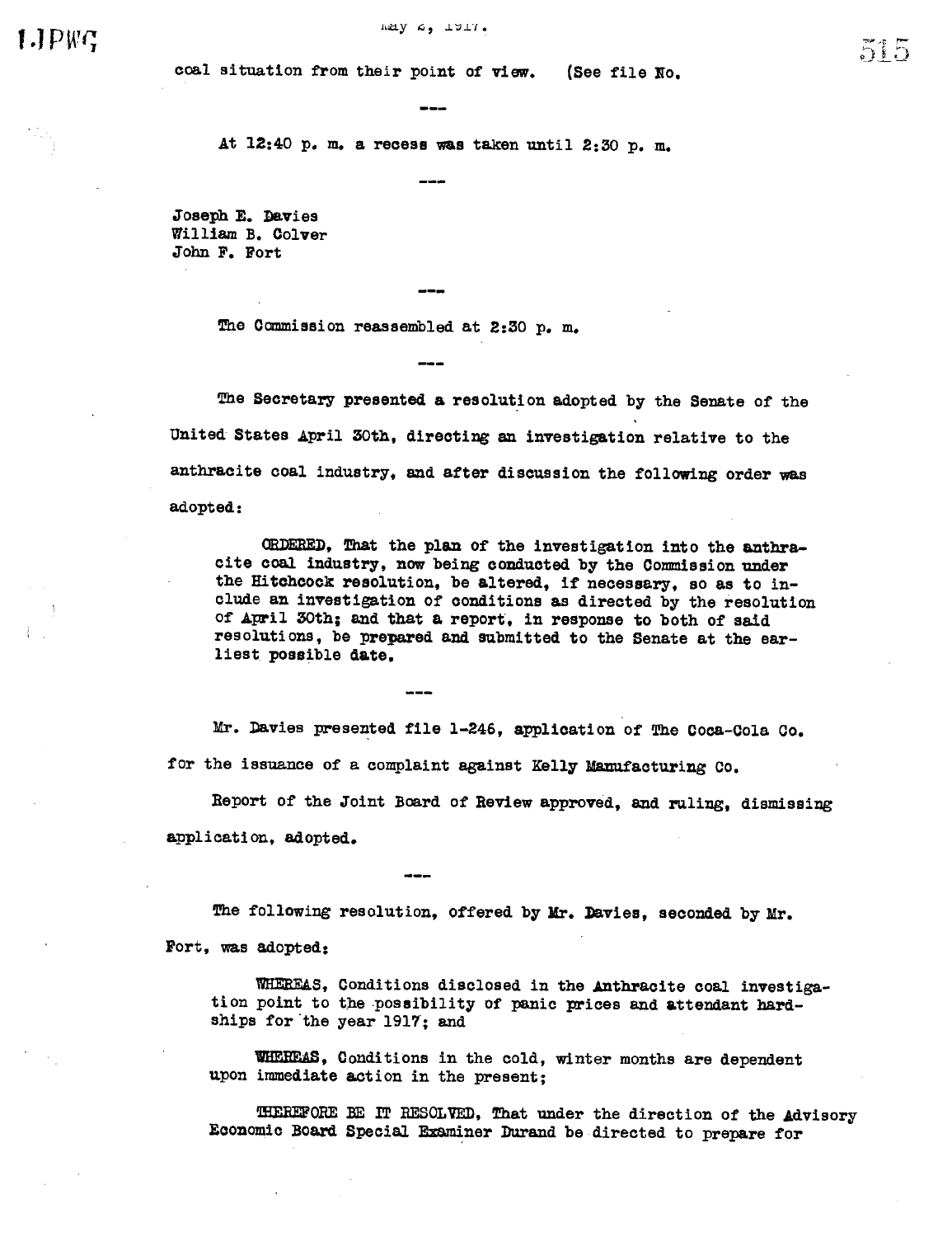coal situation from their point of view. (See file No.

---

At 12:40 p. m. a recess was taken until 2:30 p. m.

---

Joseph E. Davies
William B. Colver
John F. Fort

---

The Commission reassembled at 2:30 p. m.

---

The Secretary presented a resolution adopted by the Senate of the United States April 30th, directing an investigation relative to the anthracite coal industry, and after discussion the following order was adopted:

> ORDERED, That the plan of the investigation into the anthracite coal industry, now being conducted by the Commission under the Hitchcock resolution, be altered, if necessary, so as to include an investigation of conditions as directed by the resolution of April 30th; and that a report, in response to both of said resolutions, be prepared and submitted to the Senate at the earliest possible date.

---

Mr. Davies presented file 1-246, application of The Coca-Cola Co. for the issuance of a complaint against Kelly Manufacturing Co.

Report of the Joint Board of Review approved, and ruling, dismissing application, adopted.

---

The following resolution, offered by Mr. Davies, seconded by Mr. Fort, was adopted:

> WHEREAS, Conditions disclosed in the Anthracite coal investigation point to the possibility of panic prices and attendant hardships for the year 1917; and
>
> WHEREAS, Conditions in the cold, winter months are dependent upon immediate action in the present;
>
> THEREFORE BE IT RESOLVED, That under the direction of the Advisory Economic Board Special Examiner Durand be directed to prepare for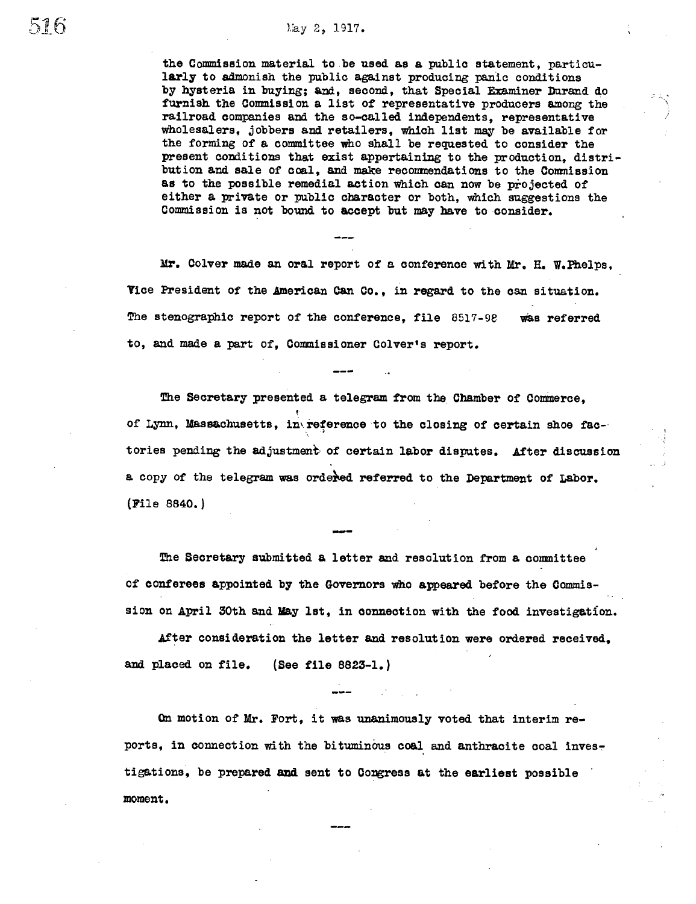the Commission material to be used as a public statement, particularly to admonish the public against producing panic conditions by hysteria in buying; and, second, that Special Examiner Durand do furnish the Commission a list of representative producers among the railroad companies and the so-called independents, representative wholesalers, jobbers and retailers, which list may be available for the forming of a committee who shall be requested to consider the present conditions that exist appertaining to the production, distribution and sale of coal, and make recommendations to the Commission as to the possible remedial action which can now be projected of either a private or public character or both, which suggestions the Commission is not bound to accept but may have to consider.

---

Mr. Colver made an oral report of a conference with Mr. H. W. Phelps, Vice President of the American Can Co., in regard to the can situation. The stenographic report of the conference, file 8517-98 was referred to, and made a part of, Commissioner Colver's report.

---

The Secretary presented a telegram from the Chamber of Commerce, of Lynn, Massachusetts, in reference to the closing of certain shoe factories pending the adjustment of certain labor disputes. After discussion a copy of the telegram was ordered referred to the Department of Labor. (File 8840.)

---

The Secretary submitted a letter and resolution from a committee of conferees appointed by the Governors who appeared before the Commission on April 30th and May 1st, in connection with the food investigation.

After consideration the letter and resolution were ordered received, and placed on file. (See file 8823-1.)

---

On motion of Mr. Fort, it was unanimously voted that interim reports, in connection with the bituminous coal and anthracite coal investigations, be prepared and sent to Congress at the earliest possible moment.

---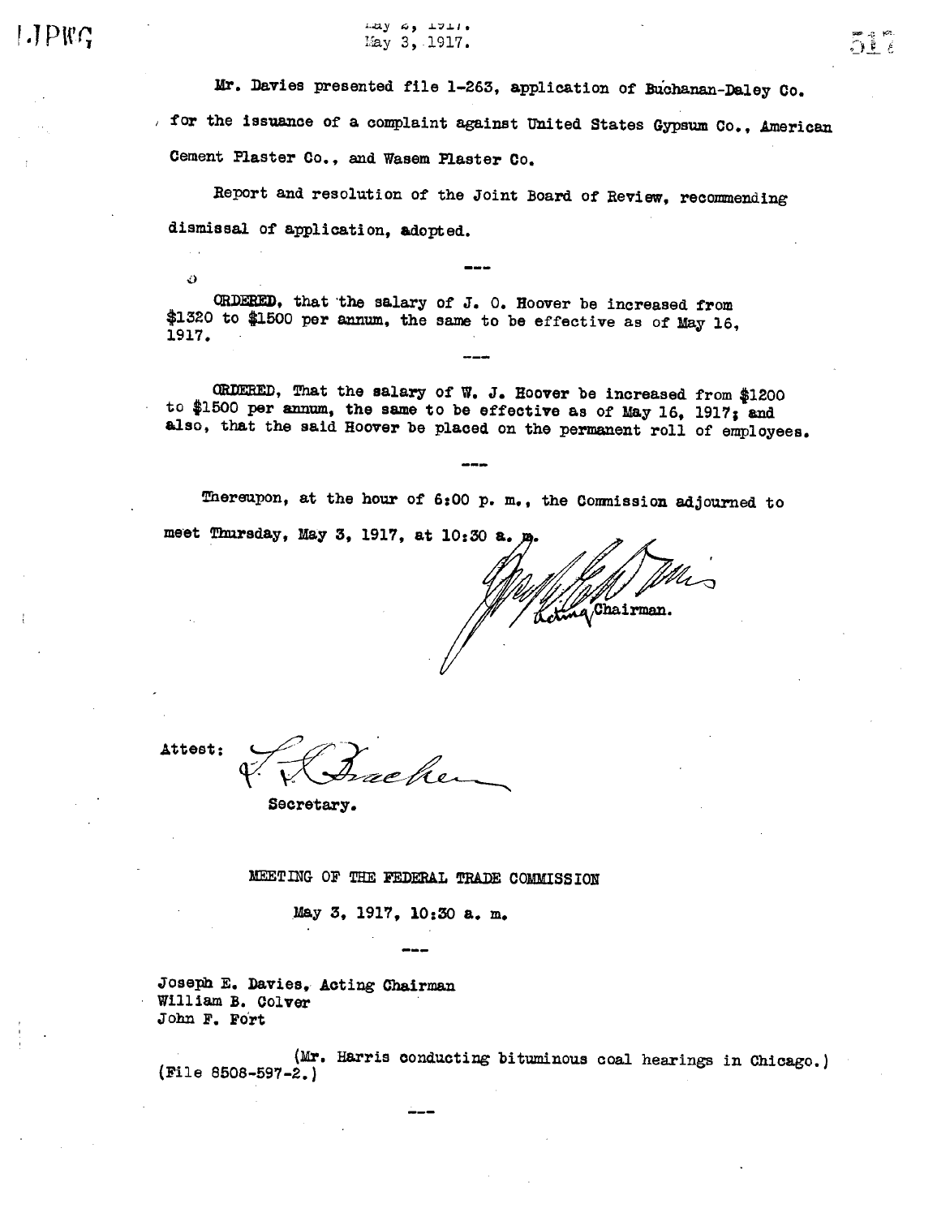May 3, 1917.

Mr. Davies presented file 1-263, application of Buchanan-Daley Co. for the issuance of a complaint against United States Gypsum Co., American Cement Plaster Co., and Wasem Plaster Co.

Report and resolution of the Joint Board of Review, recommending dismissal of application, adopted.

---

ORDERED, that the salary of J. O. Hoover be increased from $1320 to $1500 per annum, the same to be effective as of May 16, 1917.

---

ORDERED, That the salary of W. J. Hoover be increased from $1200 to $1500 per annum, the same to be effective as of May 16, 1917; and also, that the said Hoover be placed on the permanent roll of employees.

---

Thereupon, at the hour of 6:00 p. m., the Commission adjourned to meet Thursday, May 3, 1917, at 10:30 a. m.

Acting Chairman.

Attest:

Secretary.

## MEETING OF THE FEDERAL TRADE COMMISSION

May 3, 1917, 10:30 a. m.

---

Joseph E. Davies, Acting Chairman
William B. Colver
John F. Fort

(Mr. Harris conducting bituminous coal hearings in Chicago.)
(File 8508-597-2.)

---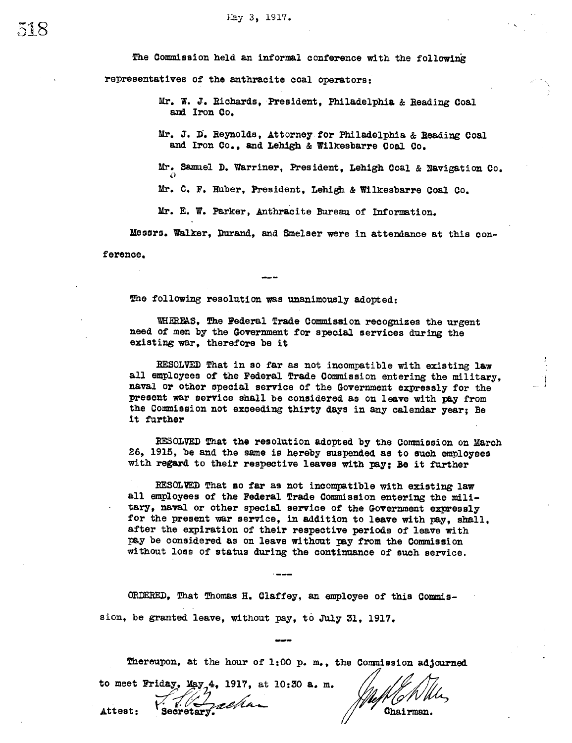May 3, 1917.

The Commission held an informal conference with the following representatives of the anthracite coal operators:

> Mr. W. J. Richards, President, Philadelphia & Reading Coal and Iron Co.
>
> Mr. J. D. Reynolds, Attorney for Philadelphia & Reading Coal and Iron Co., and Lehigh & Wilkesbarre Coal Co.
>
> Mr. Samuel D. Warriner, President, Lehigh Coal & Navigation Co.
>
> Mr. C. F. Huber, President, Lehigh & Wilkesbarre Coal Co.
>
> Mr. E. W. Parker, Anthracite Bureau of Information.

Messrs. Walker, Durand, and Smelser were in attendance at this conference.

---

The following resolution was unanimously adopted:

> WHEREAS, The Federal Trade Commission recognizes the urgent need of men by the Government for special services during the existing war, therefore be it
>
> RESOLVED That in so far as not incompatible with existing law all employees of the Federal Trade Commission entering the military, naval or other special service of the Government expressly for the present war service shall be considered as on leave with pay from the Commission not exceeding thirty days in any calendar year; Be it further
>
> RESOLVED That the resolution adopted by the Commission on March 26, 1915, be and the same is hereby suspended as to such employees with regard to their respective leaves with pay; Be it further
>
> RESOLVED That so far as not incompatible with existing law all employees of the Federal Trade Commission entering the military, naval or other special service of the Government expressly for the present war service, in addition to leave with pay, shall, after the expiration of their respective periods of leave with pay be considered as on leave without pay from the Commission without loss of status during the continuance of such service.

---

ORDERED, That Thomas H. Claffey, an employee of this Commission, be granted leave, without pay, to July 31, 1917.

---

Thereupon, at the hour of 1:00 p. m., the Commission adjourned to meet Friday, May 4, 1917, at 10:30 a. m.

Attest: [signature] Secretary.

[signature] Chairman.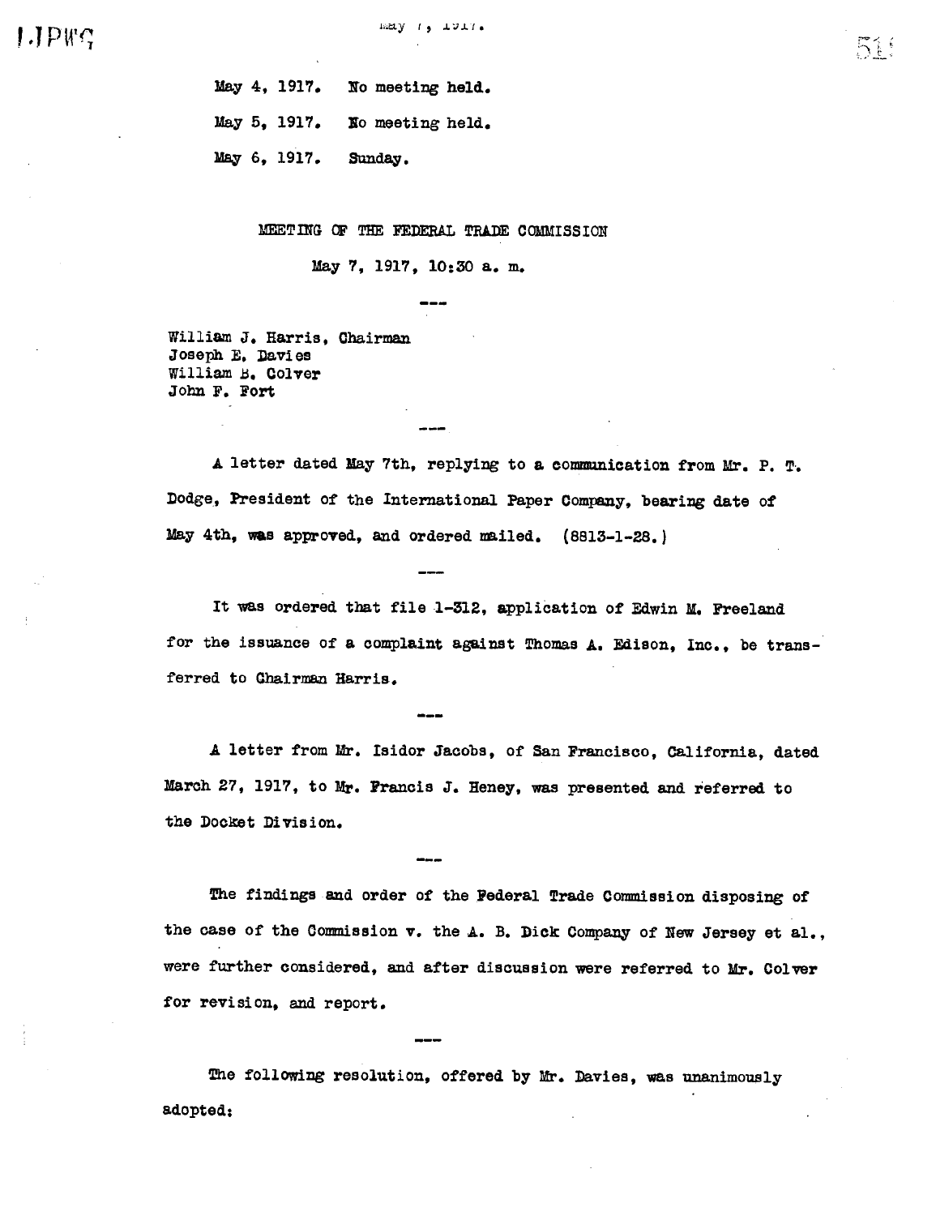May 4, 1917. No meeting held.

May 5, 1917. No meeting held.

May 6, 1917. Sunday.

MEETING OF THE FEDERAL TRADE COMMISSION

May 7, 1917, 10:30 a. m.

---

William J. Harris, Chairman
Joseph E. Davies
William B. Colver
John F. Fort

---

A letter dated May 7th, replying to a communication from Mr. P. T. Dodge, President of the International Paper Company, bearing date of May 4th, was approved, and ordered mailed. (8813-1-28.)

---

It was ordered that file 1-312, application of Edwin M. Freeland for the issuance of a complaint against Thomas A. Edison, Inc., be transferred to Chairman Harris.

---

A letter from Mr. Isidor Jacobs, of San Francisco, California, dated March 27, 1917, to Mr. Francis J. Heney, was presented and referred to the Docket Division.

---

The findings and order of the Federal Trade Commission disposing of the case of the Commission v. the A. B. Dick Company of New Jersey et al., were further considered, and after discussion were referred to Mr. Colver for revision, and report.

---

The following resolution, offered by Mr. Davies, was unanimously adopted: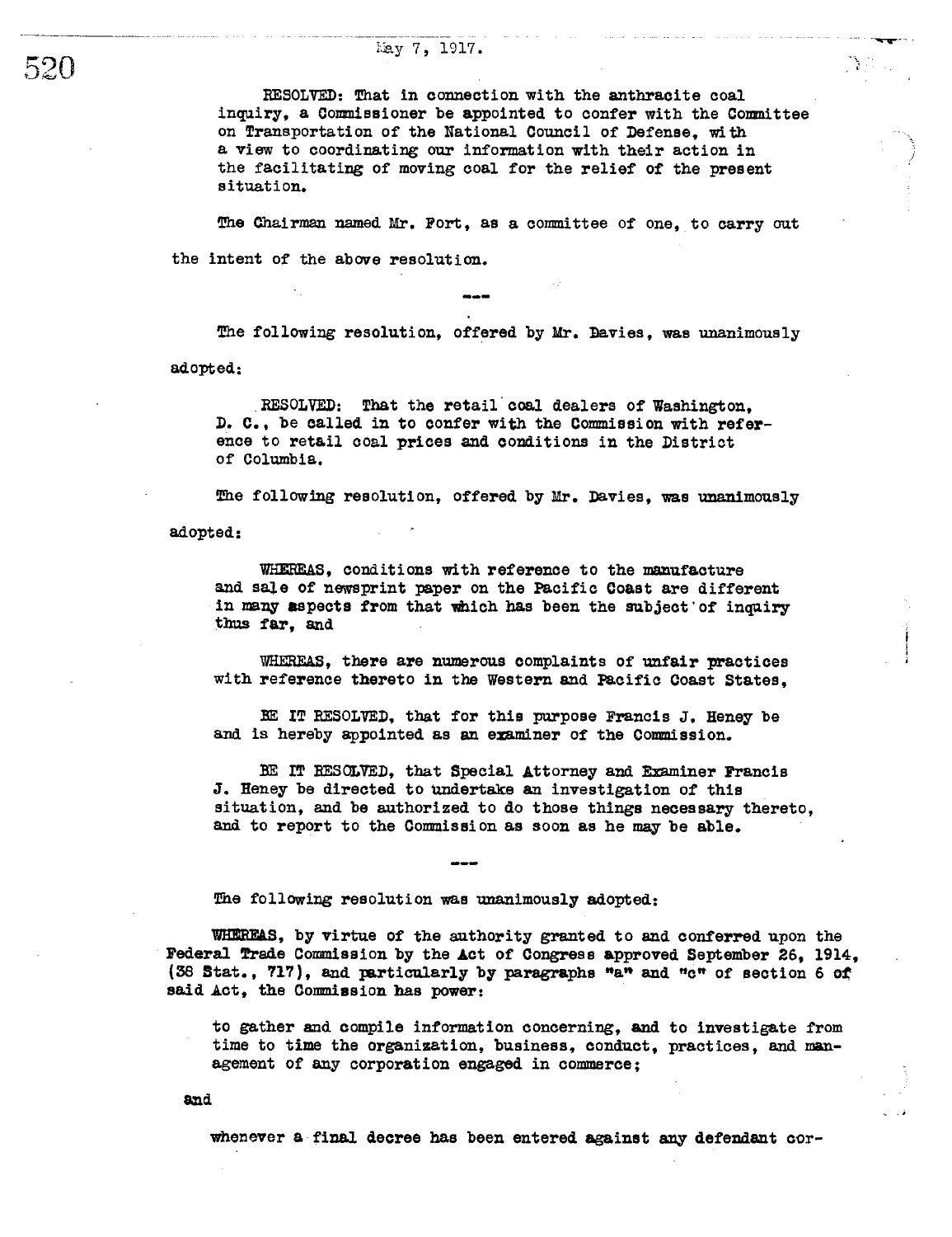May 7, 1917.

RESOLVED: That in connection with the anthracite coal inquiry, a Commissioner be appointed to confer with the Committee on Transportation of the National Council of Defense, with a view to coordinating our information with their action in the facilitating of moving coal for the relief of the present situation.

The Chairman named Mr. Fort, as a committee of one, to carry out the intent of the above resolution.

---

The following resolution, offered by Mr. Davies, was unanimously adopted:

RESOLVED: That the retail coal dealers of Washington, D. C., be called in to confer with the Commission with reference to retail coal prices and conditions in the District of Columbia.

The following resolution, offered by Mr. Davies, was unanimously adopted:

WHEREAS, conditions with reference to the manufacture and sale of newsprint paper on the Pacific Coast are different in many aspects from that which has been the subject of inquiry thus far, and

WHEREAS, there are numerous complaints of unfair practices with reference thereto in the Western and Pacific Coast States,

BE IT RESOLVED, that for this purpose Francis J. Heney be and is hereby appointed as an examiner of the Commission.

BE IT RESOLVED, that Special Attorney and Examiner Francis J. Heney be directed to undertake an investigation of this situation, and be authorized to do those things necessary thereto, and to report to the Commission as soon as he may be able.

---

The following resolution was unanimously adopted:

WHEREAS, by virtue of the authority granted to and conferred upon the Federal Trade Commission by the Act of Congress approved September 26, 1914, (38 Stat., 717), and particularly by paragraphs "a" and "c" of section 6 of said Act, the Commission has power:

to gather and compile information concerning, and to investigate from time to time the organization, business, conduct, practices, and management of any corporation engaged in commerce;

and

whenever a final decree has been entered against any defendant cor-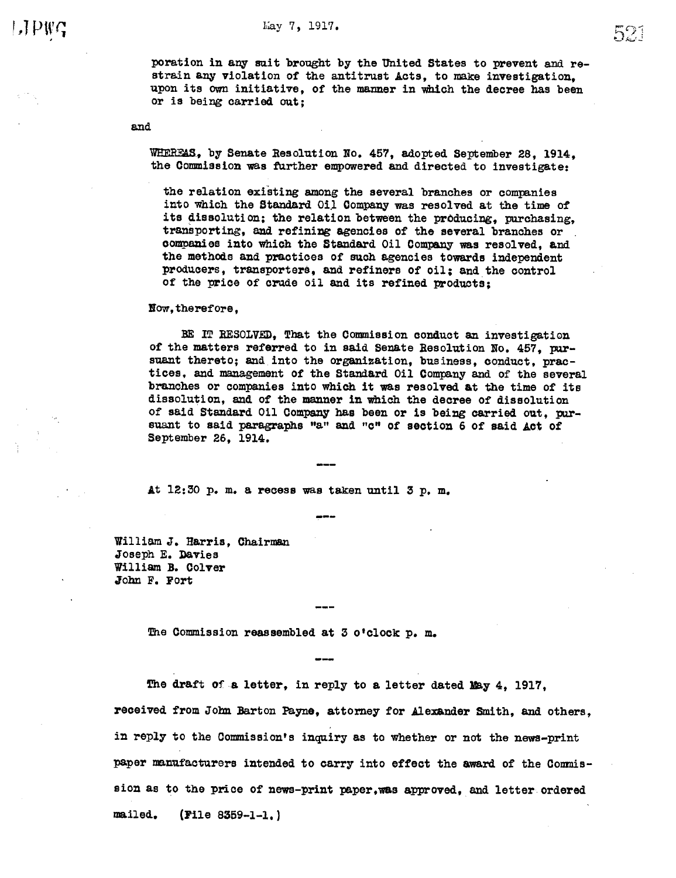poration in any suit brought by the United States to prevent and restrain any violation of the antitrust Acts, to make investigation, upon its own initiative, of the manner in which the decree has been or is being carried out;

and

WHEREAS, by Senate Resolution No. 457, adopted September 28, 1914, the Commission was further empowered and directed to investigate:

> the relation existing among the several branches or companies into which the Standard Oil Company was resolved at the time of its dissolution; the relation between the producing, purchasing, transporting, and refining agencies of the several branches or companies into which the Standard Oil Company was resolved, and the methods and practices of such agencies towards independent producers, transporters, and refiners of oil; and the control of the price of crude oil and its refined products;

Now, therefore,

BE IT RESOLVED, That the Commission conduct an investigation of the matters referred to in said Senate Resolution No. 457, pursuant thereto; and into the organization, business, conduct, practices, and management of the Standard Oil Company and of the several branches or companies into which it was resolved at the time of its dissolution, and of the manner in which the decree of dissolution of said Standard Oil Company has been or is being carried out, pursuant to said paragraphs "a" and "c" of section 6 of said Act of September 26, 1914.

---

At 12:30 p. m. a recess was taken until 3 p. m.

---

William J. Harris, Chairman
Joseph E. Davies
William B. Colver
John F. Fort

---

The Commission reassembled at 3 o'clock p. m.

---

The draft of a letter, in reply to a letter dated May 4, 1917, received from John Barton Payne, attorney for Alexander Smith, and others, in reply to the Commission's inquiry as to whether or not the news-print paper manufacturers intended to carry into effect the award of the Commission as to the price of news-print paper, was approved, and letter ordered mailed. (File 8359-1-1.)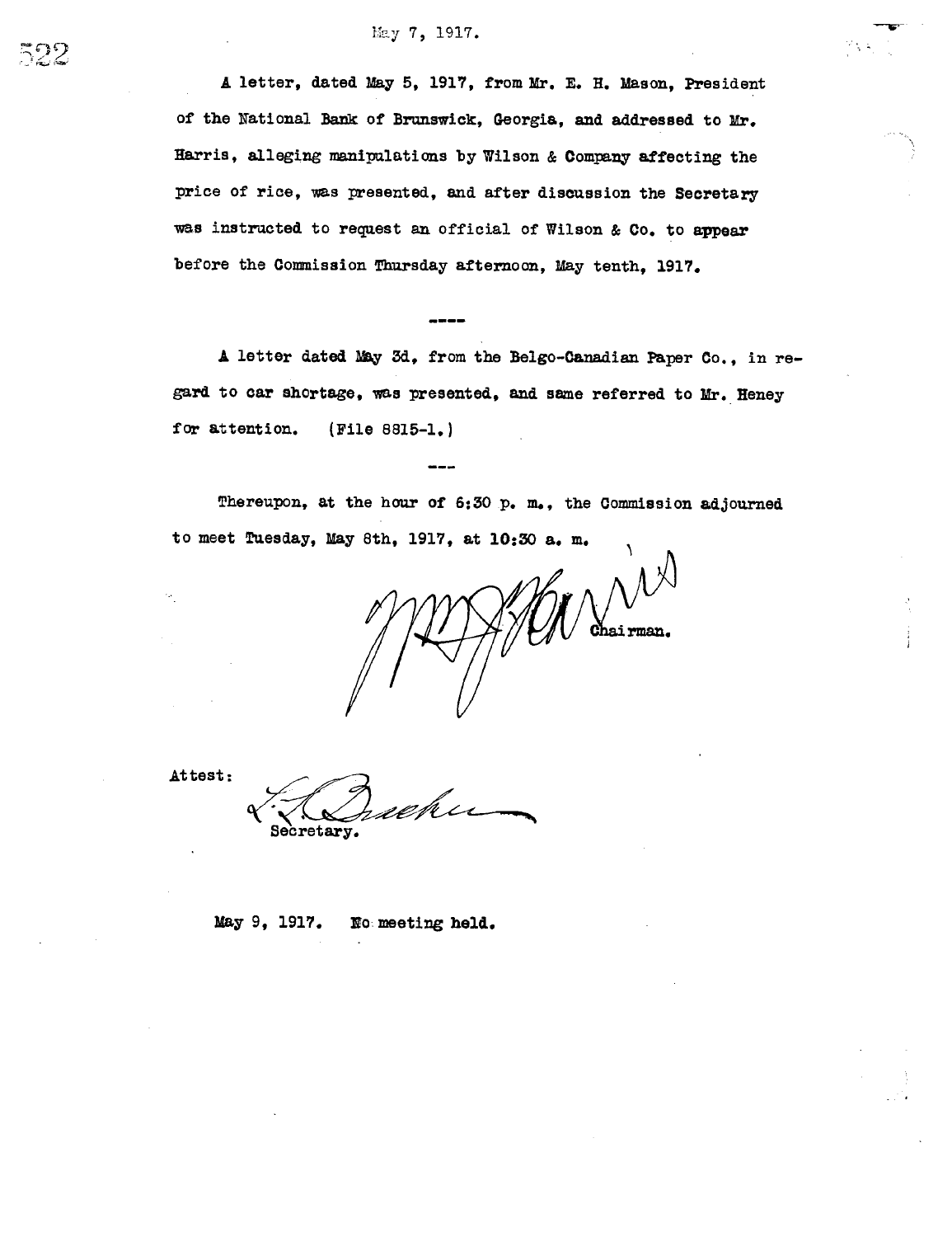May 7, 1917.

A letter, dated May 5, 1917, from Mr. E. H. Mason, President of the National Bank of Brunswick, Georgia, and addressed to Mr. Harris, alleging manipulations by Wilson & Company affecting the price of rice, was presented, and after discussion the Secretary was instructed to request an official of Wilson & Co. to appear before the Commission Thursday afternoon, May tenth, 1917.

----

A letter dated May 3d, from the Belgo-Canadian Paper Co., in regard to car shortage, was presented, and same referred to Mr. Heney for attention. (File 8815-1.)

---

Thereupon, at the hour of 6:30 p. m., the Commission adjourned to meet Tuesday, May 8th, 1917, at 10:30 a. m.

Chairman.

Attest:

Secretary.

May 9, 1917. No meeting held.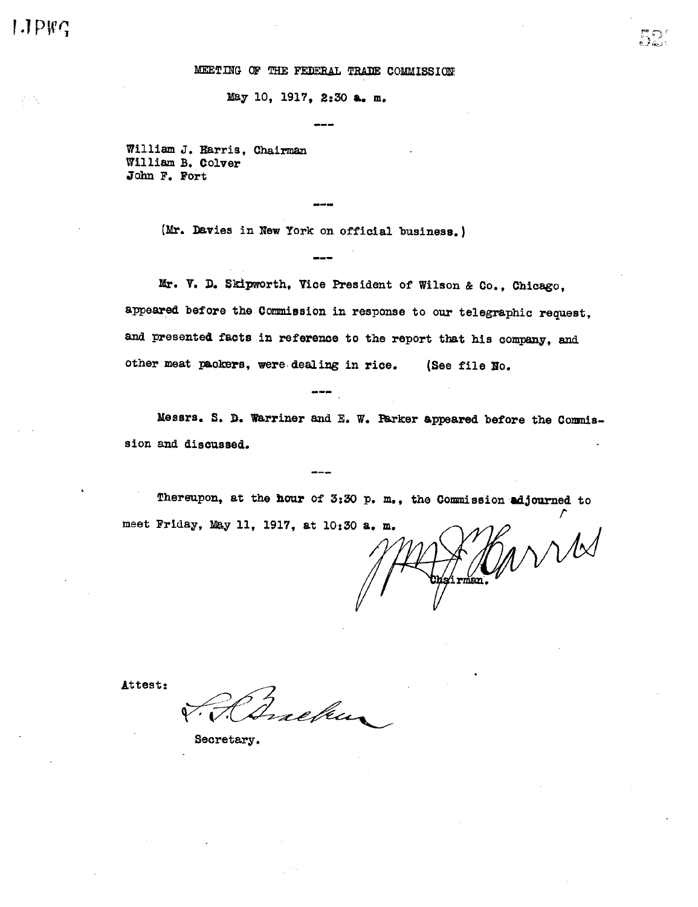MEETING OF THE FEDERAL TRADE COMMISSION

May 10, 1917, 2:30 a. m.

---

William J. Harris, Chairman
William B. Colver
John F. Fort

---

(Mr. Davies in New York on official business.)

---

Mr. V. D. Skipworth, Vice President of Wilson & Co., Chicago, appeared before the Commission in response to our telegraphic request, and presented facts in reference to the report that his company, and other meat packers, were dealing in rice. (See file No.

---

Messrs. S. D. Warriner and E. W. Parker appeared before the Commission and discussed.

---

Thereupon, at the hour of 3:30 p. m., the Commission adjourned to meet Friday, May 11, 1917, at 10:30 a. m.

Wm J Harris
Chairman.

Attest:

Secretary.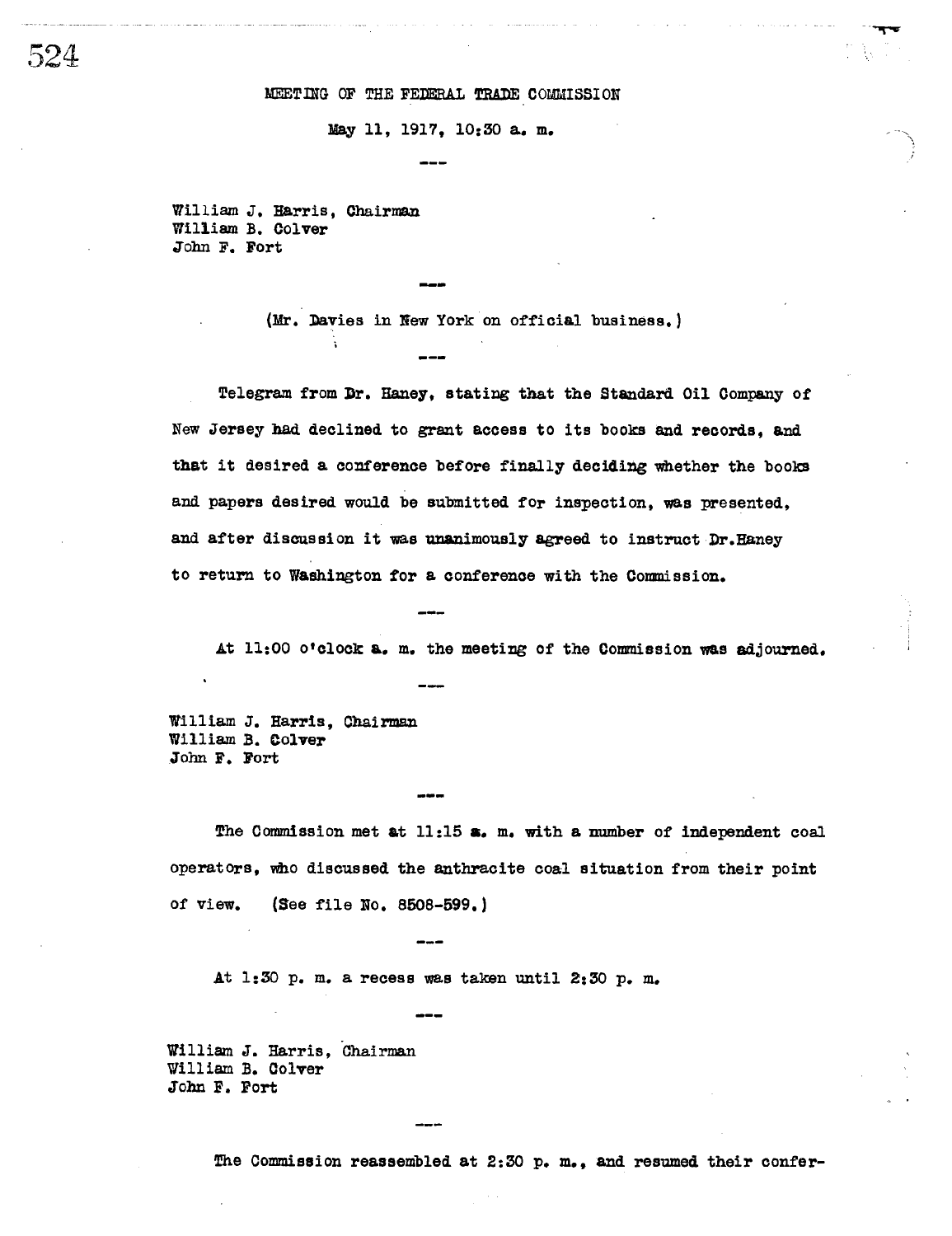MEETING OF THE FEDERAL TRADE COMMISSION

May 11, 1917, 10:30 a. m.

---

William J. Harris, Chairman
William B. Colver
John F. Fort

---

(Mr. Davies in New York on official business.)

---

Telegram from Dr. Haney, stating that the Standard Oil Company of New Jersey had declined to grant access to its books and records, and that it desired a conference before finally deciding whether the books and papers desired would be submitted for inspection, was presented, and after discussion it was unanimously agreed to instruct Dr. Haney to return to Washington for a conference with the Commission.

---

At 11:00 o'clock a. m. the meeting of the Commission was adjourned.

---

William J. Harris, Chairman
William B. Colver
John F. Fort

---

The Commission met at 11:15 a. m. with a number of independent coal operators, who discussed the anthracite coal situation from their point of view. (See file No. 8508-599.)

---

At 1:30 p. m. a recess was taken until 2:30 p. m.

---

William J. Harris, Chairman
William B. Colver
John F. Fort

---

The Commission reassembled at 2:30 p. m., and resumed their confer-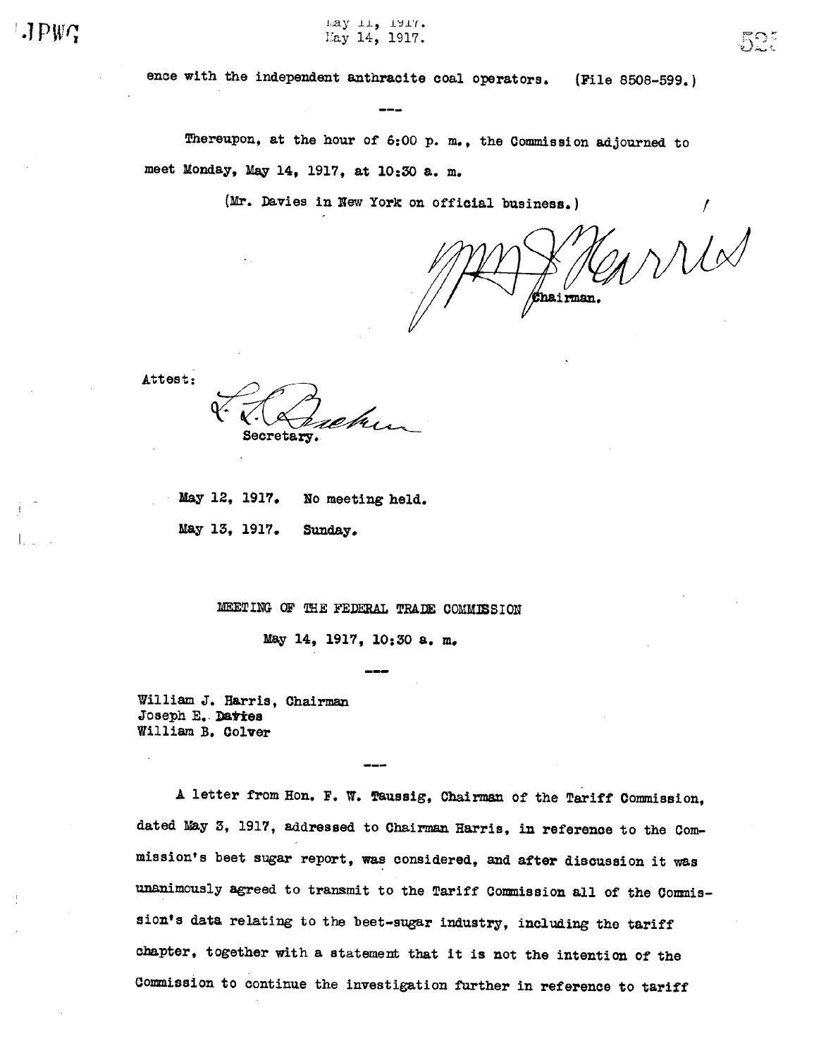ence with the independent anthracite coal operators. (File 8508-599.)

---

Thereupon, at the hour of 6:00 p. m., the Commission adjourned to meet Monday, May 14, 1917, at 10:30 a. m.

(Mr. Davies in New York on official business.)

Wm J Harris
Chairman.

Attest:

L. L. Bracken
Secretary.

May 12, 1917. No meeting held.

May 13, 1917. Sunday.

MEETING OF THE FEDERAL TRADE COMMISSION

May 14, 1917, 10:30 a. m.

---

William J. Harris, Chairman
Joseph E. Davies
William B. Colver

---

A letter from Hon. F. W. Taussig, Chairman of the Tariff Commission, dated May 3, 1917, addressed to Chairman Harris, in reference to the Commission's beet sugar report, was considered, and after discussion it was unanimously agreed to transmit to the Tariff Commission all of the Commission's data relating to the beet-sugar industry, including the tariff chapter, together with a statement that it is not the intention of the Commission to continue the investigation further in reference to tariff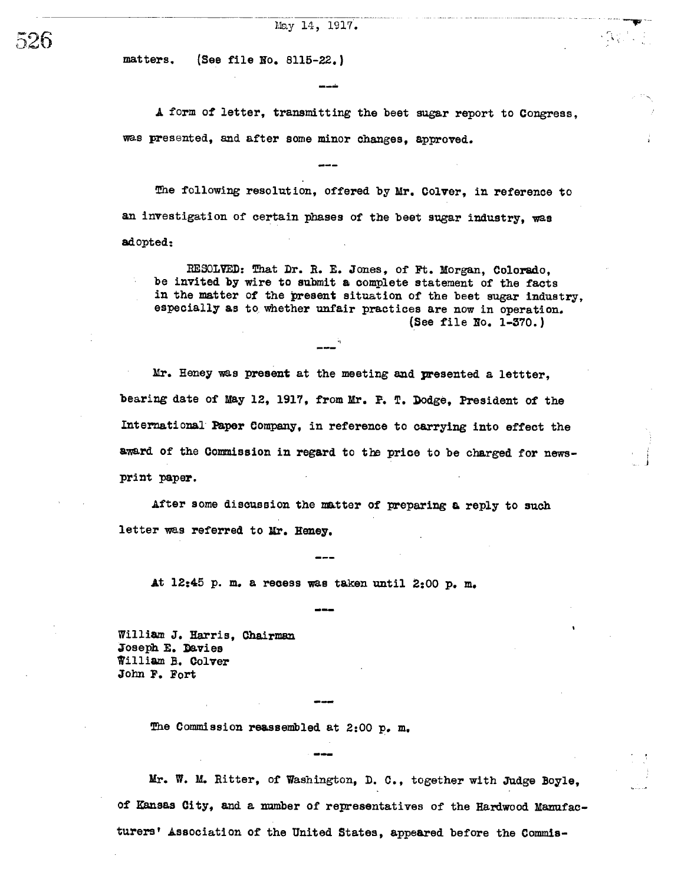matters. (See file No. 8115-22.)

---

A form of letter, transmitting the beet sugar report to Congress, was presented, and after some minor changes, approved.

---

The following resolution, offered by Mr. Colver, in reference to an investigation of certain phases of the beet sugar industry, was adopted:

> RESOLVED: That Dr. R. E. Jones, of Ft. Morgan, Colorado, be invited by wire to submit a complete statement of the facts in the matter of the present situation of the beet sugar industry, especially as to whether unfair practices are now in operation. (See file No. 1-370.)

---

Mr. Heney was present at the meeting and presented a lettter, bearing date of May 12, 1917, from Mr. P. T. Dodge, President of the International Paper Company, in reference to carrying into effect the award of the Commission in regard to the price to be charged for news-print paper.

After some discussion the matter of preparing a reply to such letter was referred to Mr. Heney.

---

At 12:45 p. m. a recess was taken until 2:00 p. m.

---

William J. Harris, Chairman
Joseph E. Davies
William B. Colver
John F. Fort

---

The Commission reassembled at 2:00 p. m.

---

Mr. W. M. Ritter, of Washington, D. C., together with Judge Boyle, of Kansas City, and a number of representatives of the Hardwood Manufacturers' Association of the United States, appeared before the Commis-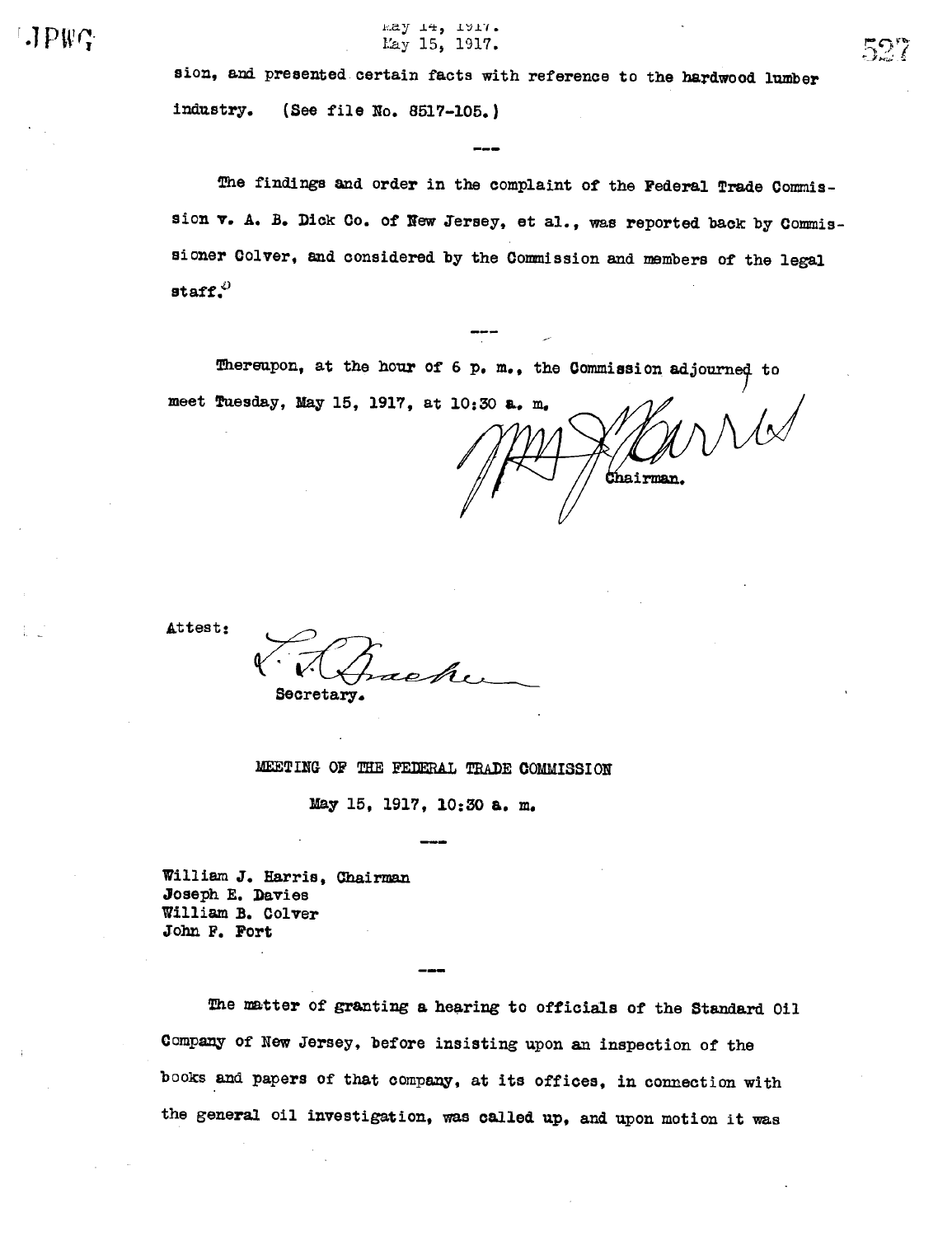sion, and presented certain facts with reference to the hardwood lumber industry. (See file No. 8517-105.)

---

The findings and order in the complaint of the Federal Trade Commission v. A. B. Dick Co. of New Jersey, et al., was reported back by Commissioner Colver, and considered by the Commission and members of the legal staff.

---

Thereupon, at the hour of 6 p. m., the Commission adjourned to meet Tuesday, May 15, 1917, at 10:30 a. m.

Wm J Harris
Chairman.

Attest:

V. Bracken
Secretary.

MEETING OF THE FEDERAL TRADE COMMISSION

May 15, 1917, 10:30 a. m.

---

William J. Harris, Chairman
Joseph E. Davies
William B. Colver
John F. Fort

---

The matter of granting a hearing to officials of the Standard Oil Company of New Jersey, before insisting upon an inspection of the books and papers of that company, at its offices, in connection with the general oil investigation, was called up, and upon motion it was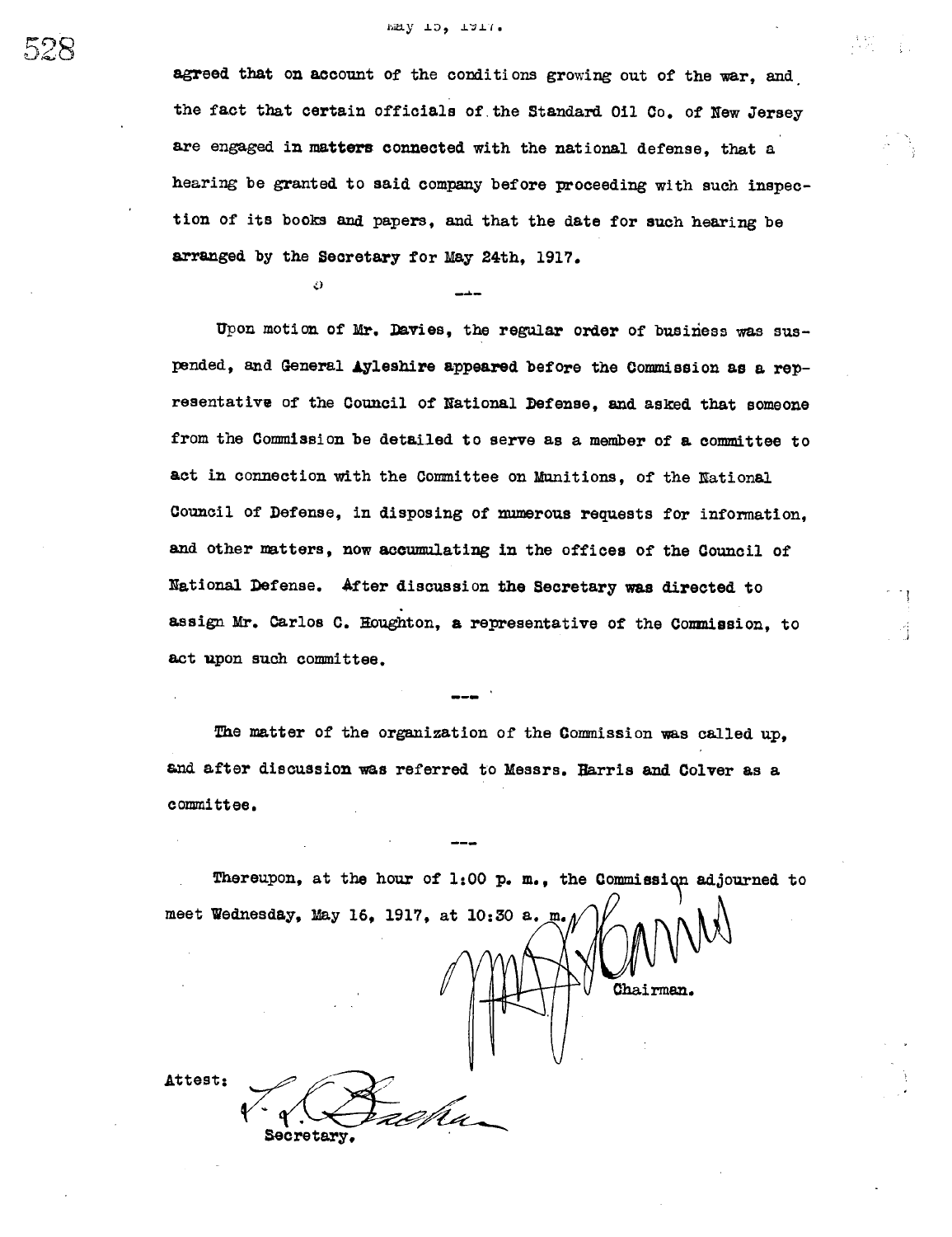agreed that on account of the conditions growing out of the war, and the fact that certain officials of the Standard Oil Co. of New Jersey are engaged in matters connected with the national defense, that a hearing be granted to said company before proceeding with such inspection of its books and papers, and that the date for such hearing be arranged by the Secretary for May 24th, 1917.

---

Upon motion of Mr. Davies, the regular order of business was suspended, and General Ayleshire appeared before the Commission as a representative of the Council of National Defense, and asked that someone from the Commission be detailed to serve as a member of a committee to act in connection with the Committee on Munitions, of the National Council of Defense, in disposing of numerous requests for information, and other matters, now accumulating in the offices of the Council of National Defense. After discussion the Secretary was directed to assign Mr. Carlos C. Houghton, a representative of the Commission, to act upon such committee.

---

The matter of the organization of the Commission was called up, and after discussion was referred to Messrs. Harris and Colver as a committee.

---

Thereupon, at the hour of 1:00 p. m., the Commission adjourned to meet Wednesday, May 16, 1917, at 10:30 a. m.

Chairman.

Attest:

Secretary.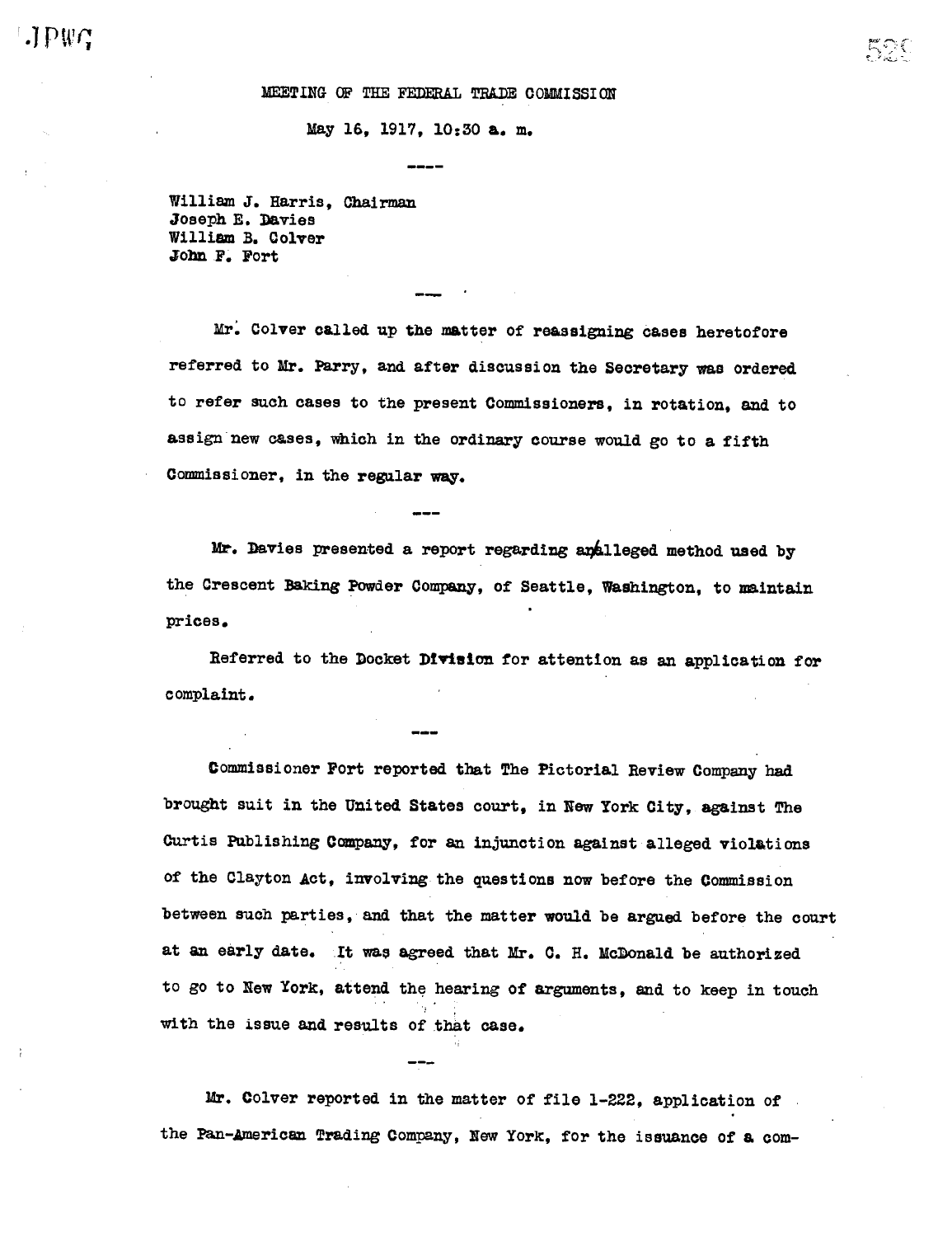MEETING OF THE FEDERAL TRADE COMMISSION

May 16, 1917, 10:30 a. m.

---

William J. Harris, Chairman
Joseph E. Davies
William B. Colver
John F. Fort

---

Mr. Colver called up the matter of reassigning cases heretofore referred to Mr. Parry, and after discussion the Secretary was ordered to refer such cases to the present Commissioners, in rotation, and to assign new cases, which in the ordinary course would go to a fifth Commissioner, in the regular way.

---

Mr. Davies presented a report regarding an alleged method used by the Crescent Baking Powder Company, of Seattle, Washington, to maintain prices.

Referred to the Docket Division for attention as an application for complaint.

---

Commissioner Fort reported that The Pictorial Review Company had brought suit in the United States court, in New York City, against The Curtis Publishing Company, for an injunction against alleged violations of the Clayton Act, involving the questions now before the Commission between such parties, and that the matter would be argued before the court at an early date. It was agreed that Mr. C. H. McDonald be authorized to go to New York, attend the hearing of arguments, and to keep in touch with the issue and results of that case.

---

Mr. Colver reported in the matter of file 1-222, application of the Pan-American Trading Company, New York, for the issuance of a com-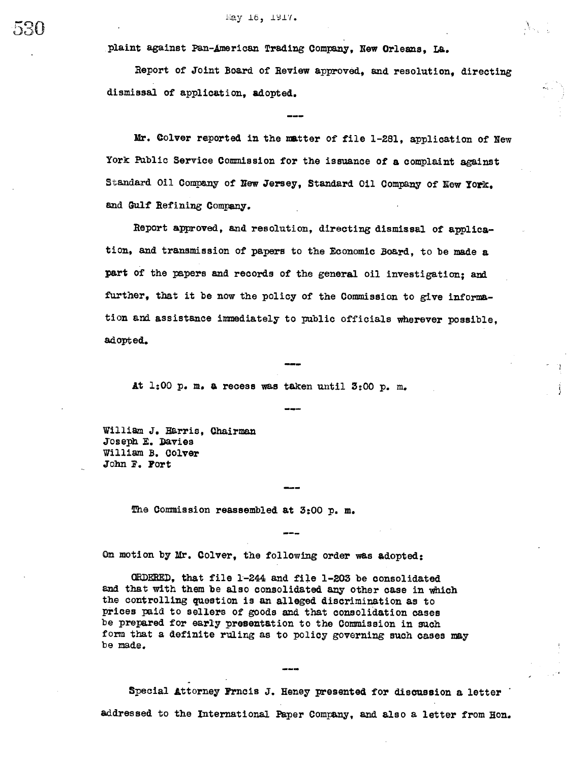plaint against Pan-American Trading Company, New Orleans, La.

Report of Joint Board of Review approved, and resolution, directing dismissal of application, adopted.

---

Mr. Colver reported in the matter of file 1-281, application of New York Public Service Commission for the issuance of a complaint against Standard Oil Company of New Jersey, Standard Oil Company of New York, and Gulf Refining Company.

Report approved, and resolution, directing dismissal of application, and transmission of papers to the Economic Board, to be made a part of the papers and records of the general oil investigation; and further, that it be now the policy of the Commission to give information and assistance immediately to public officials wherever possible, adopted.

---

At 1:00 p. m. a recess was taken until 3:00 p. m.

---

William J. Harris, Chairman
Joseph E. Davies
William B. Colver
John F. Fort

---

The Commission reassembled at 3:00 p. m.

---

On motion by Mr. Colver, the following order was adopted:

ORDERED, that file 1-244 and file 1-203 be consolidated and that with them be also consolidated any other case in which the controlling question is an alleged discrimination as to prices paid to sellers of goods and that consolidation cases be prepared for early presentation to the Commission in such form that a definite ruling as to policy governing such cases may be made.

---

Special Attorney Frncis J. Heney presented for discussion a letter addressed to the International Paper Company, and also a letter from Hon.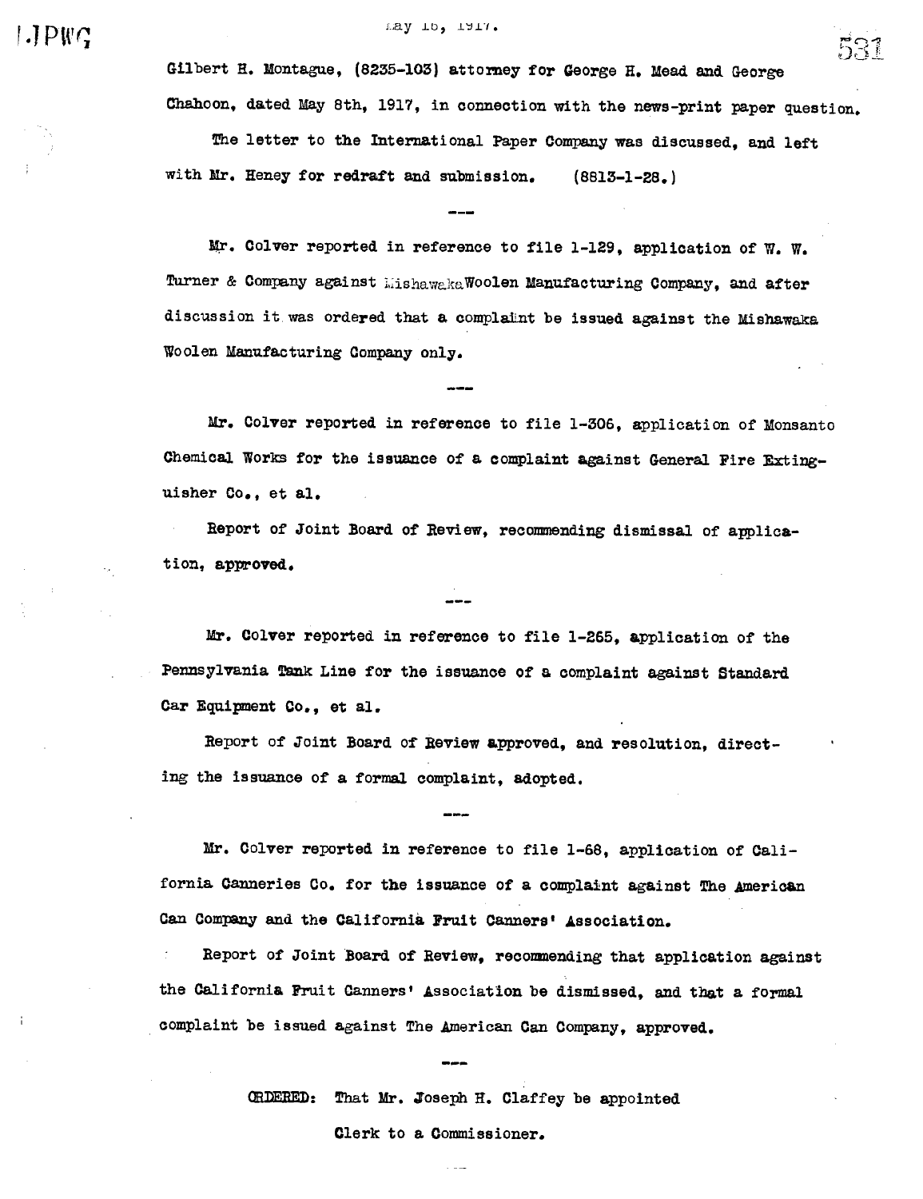Gilbert H. Montague, (8235-103) attorney for George H. Mead and George Chahoon, dated May 8th, 1917, in connection with the news-print paper question.

The letter to the International Paper Company was discussed, and left with Mr. Heney for redraft and submission. (8813-1-28.)

---

Mr. Colver reported in reference to file 1-129, application of W. W. Turner & Company against Mishawaka Woolen Manufacturing Company, and after discussion it was ordered that a complaint be issued against the Mishawaka Woolen Manufacturing Company only.

---

Mr. Colver reported in reference to file 1-306, application of Monsanto Chemical Works for the issuance of a complaint against General Fire Extinguisher Co., et al.

Report of Joint Board of Review, recommending dismissal of application, approved.

---

Mr. Colver reported in reference to file 1-265, application of the Pennsylvania Tank Line for the issuance of a complaint against Standard Car Equipment Co., et al.

Report of Joint Board of Review approved, and resolution, directing the issuance of a formal complaint, adopted.

---

Mr. Colver reported in reference to file 1-68, application of California Canneries Co. for the issuance of a complaint against The American Can Company and the California Fruit Canners' Association.

Report of Joint Board of Review, recommending that application against the California Fruit Canners' Association be dismissed, and that a formal complaint be issued against The American Can Company, approved.

---

ORDERED: That Mr. Joseph H. Claffey be appointed Clerk to a Commissioner.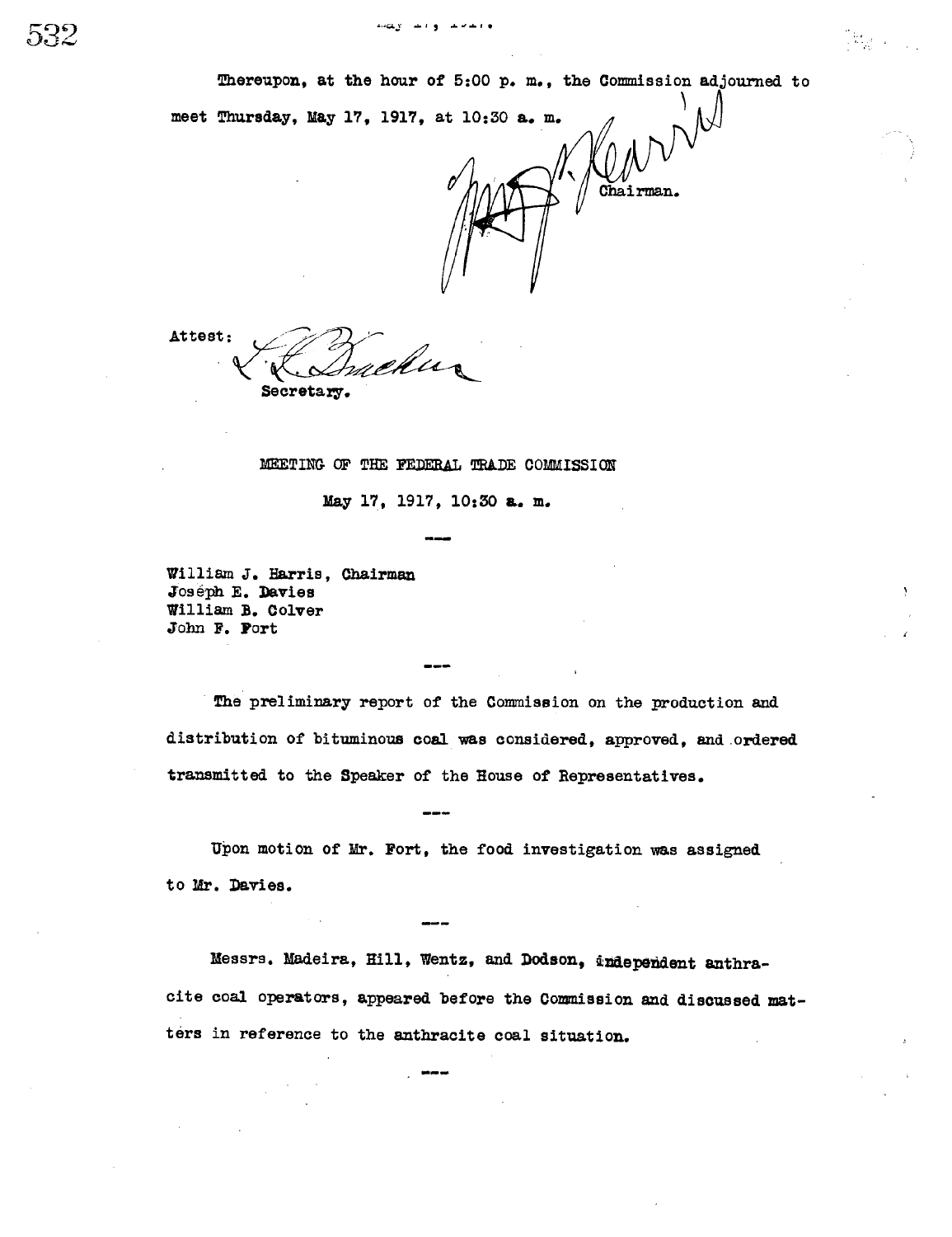Thereupon, at the hour of 5:00 p. m., the Commission adjourned to meet Thursday, May 17, 1917, at 10:30 a. m.

Chairman.

Attest:

Secretary.

MEETING OF THE FEDERAL TRADE COMMISSION

May 17, 1917, 10:30 a. m.

---

William J. Harris, Chairman
Joseph E. Davies
William B. Colver
John F. Fort

---

The preliminary report of the Commission on the production and distribution of bituminous coal was considered, approved, and ordered transmitted to the Speaker of the House of Representatives.

---

Upon motion of Mr. Fort, the food investigation was assigned to Mr. Davies.

---

Messrs. Madeira, Hill, Wentz, and Dodson, independent anthracite coal operators, appeared before the Commission and discussed matters in reference to the anthracite coal situation.

---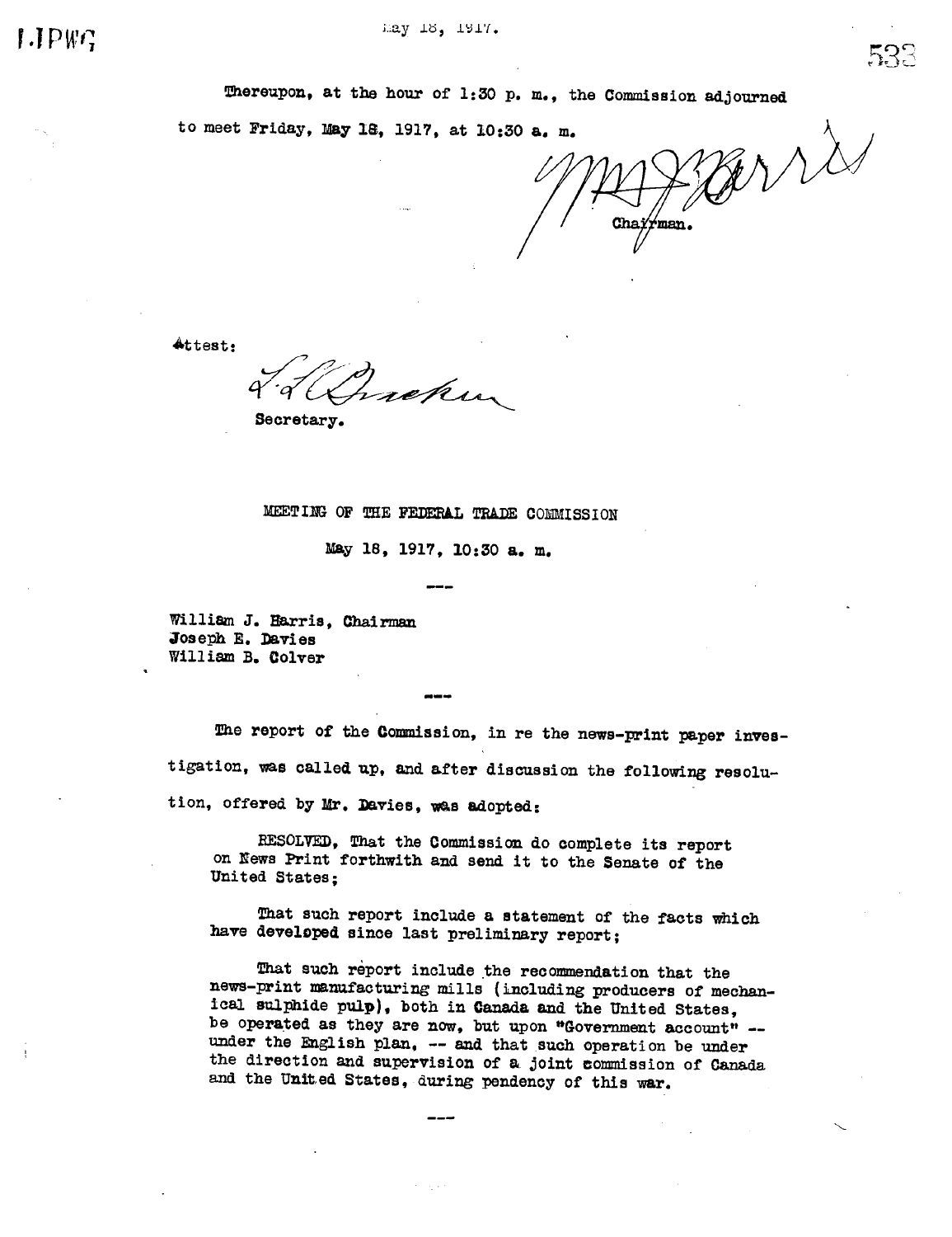Thereupon, at the hour of 1:30 p. m., the Commission adjourned to meet Friday, May 18, 1917, at 10:30 a. m.

W. J. Harris
Chairman.

Attest:

L. L. Bracken
Secretary.

## MEETING OF THE FEDERAL TRADE COMMISSION

May 18, 1917, 10:30 a. m.

---

William J. Harris, Chairman
Joseph E. Davies
William B. Colver

---

The report of the Commission, in re the news-print paper investigation, was called up, and after discussion the following resolution, offered by Mr. Davies, was adopted:

> RESOLVED, That the Commission do complete its report on News Print forthwith and send it to the Senate of the United States;
>
> That such report include a statement of the facts which have developed since last preliminary report;
>
> That such report include the recommendation that the news-print manufacturing mills (including producers of mechanical sulphide pulp), both in Canada and the United States, be operated as they are now, but upon "Government account" -- under the English plan, -- and that such operation be under the direction and supervision of a joint commission of Canada and the United States, during pendency of this war.

---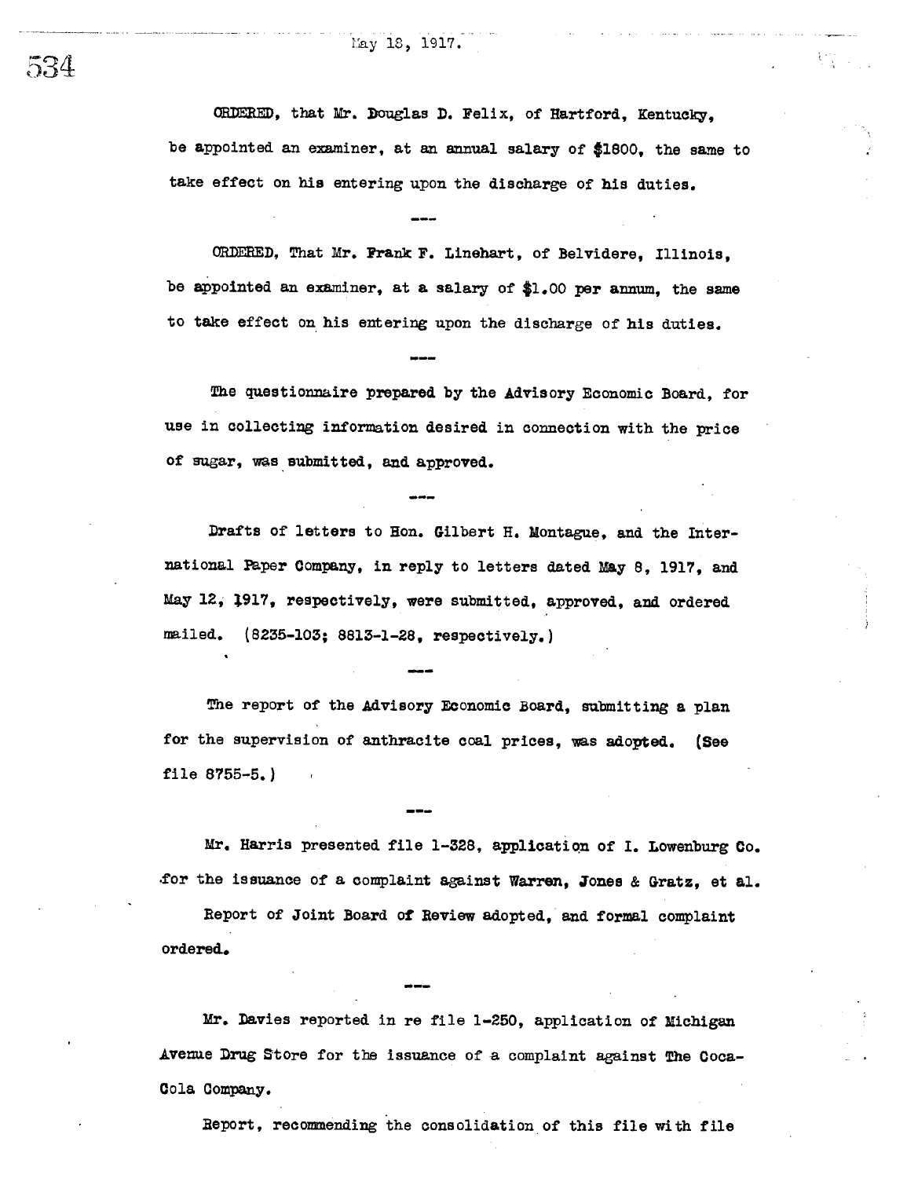May 18, 1917.

ORDERED, that Mr. Douglas D. Felix, of Hartford, Kentucky, be appointed an examiner, at an annual salary of $1800, the same to take effect on his entering upon the discharge of his duties.

---

ORDERED, That Mr. Frank F. Linehart, of Belvidere, Illinois, be appointed an examiner, at a salary of $1.00 per annum, the same to take effect on his entering upon the discharge of his duties.

---

The questionnaire prepared by the Advisory Economic Board, for use in collecting information desired in connection with the price of sugar, was submitted, and approved.

---

Drafts of letters to Hon. Gilbert H. Montague, and the International Paper Company, in reply to letters dated May 8, 1917, and May 12, 1917, respectively, were submitted, approved, and ordered mailed. (8235-103; 8813-1-28, respectively.)

---

The report of the Advisory Economic Board, submitting a plan for the supervision of anthracite coal prices, was adopted. (See file 8755-5.)

---

Mr. Harris presented file 1-328, application of I. Lowenburg Co. for the issuance of a complaint against Warren, Jones & Gratz, et al.

Report of Joint Board of Review adopted, and formal complaint ordered.

---

Mr. Davies reported in re file 1-250, application of Michigan Avenue Drug Store for the issuance of a complaint against The Coca-Cola Company.

Report, recommending the consolidation of this file with file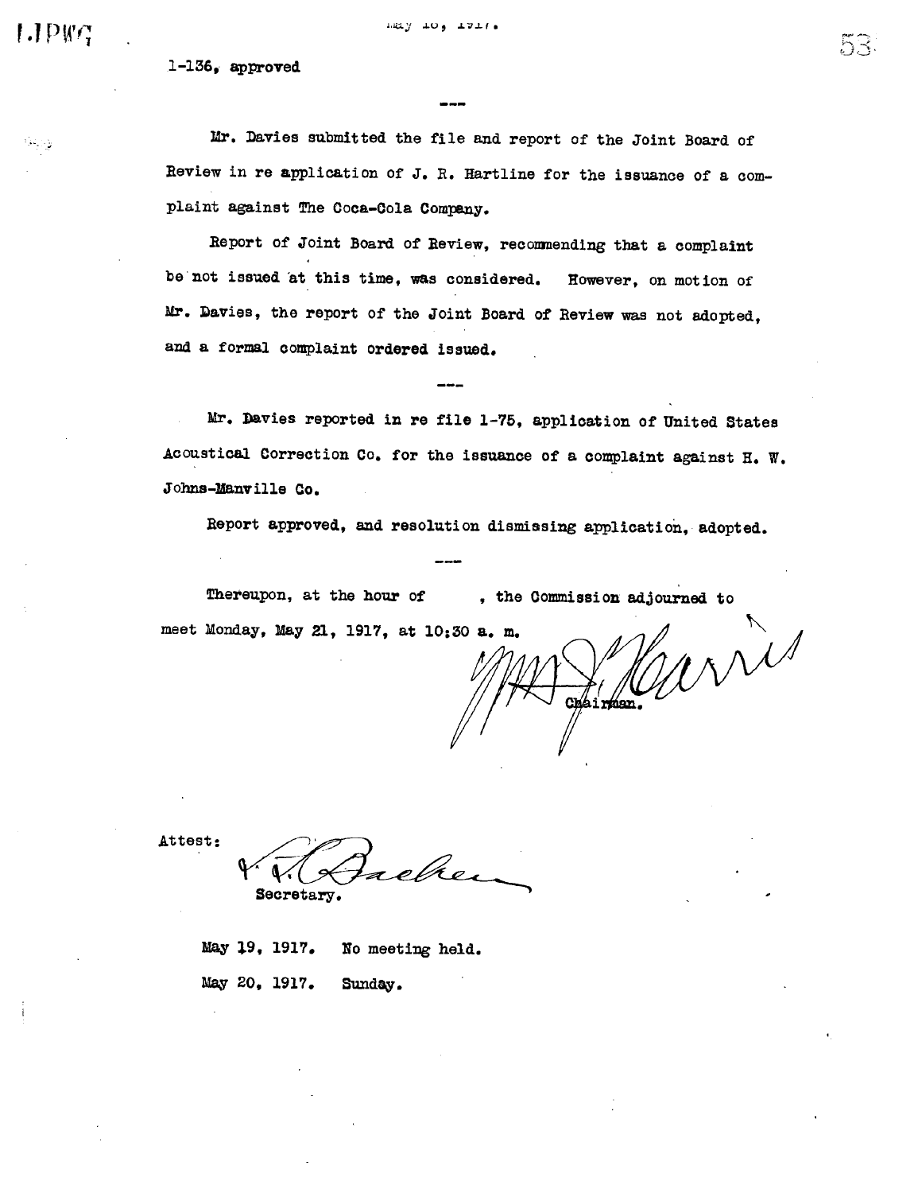1-136, approved

---

Mr. Davies submitted the file and report of the Joint Board of Review in re application of J. R. Hartline for the issuance of a complaint against The Coca-Cola Company.

Report of Joint Board of Review, recommending that a complaint be not issued at this time, was considered. However, on motion of Mr. Davies, the report of the Joint Board of Review was not adopted, and a formal complaint ordered issued.

---

Mr. Davies reported in re file 1-75, application of United States Acoustical Correction Co. for the issuance of a complaint against H. W. Johns-Manville Co.

Report approved, and resolution dismissing application, adopted.

---

Thereupon, at the hour of , the Commission adjourned to meet Monday, May 21, 1917, at 10:30 a. m.

Wm J Harris
Chairman.

Attest:

V. R. Bacher
Secretary.

May 19, 1917. No meeting held.

May 20, 1917. Sunday.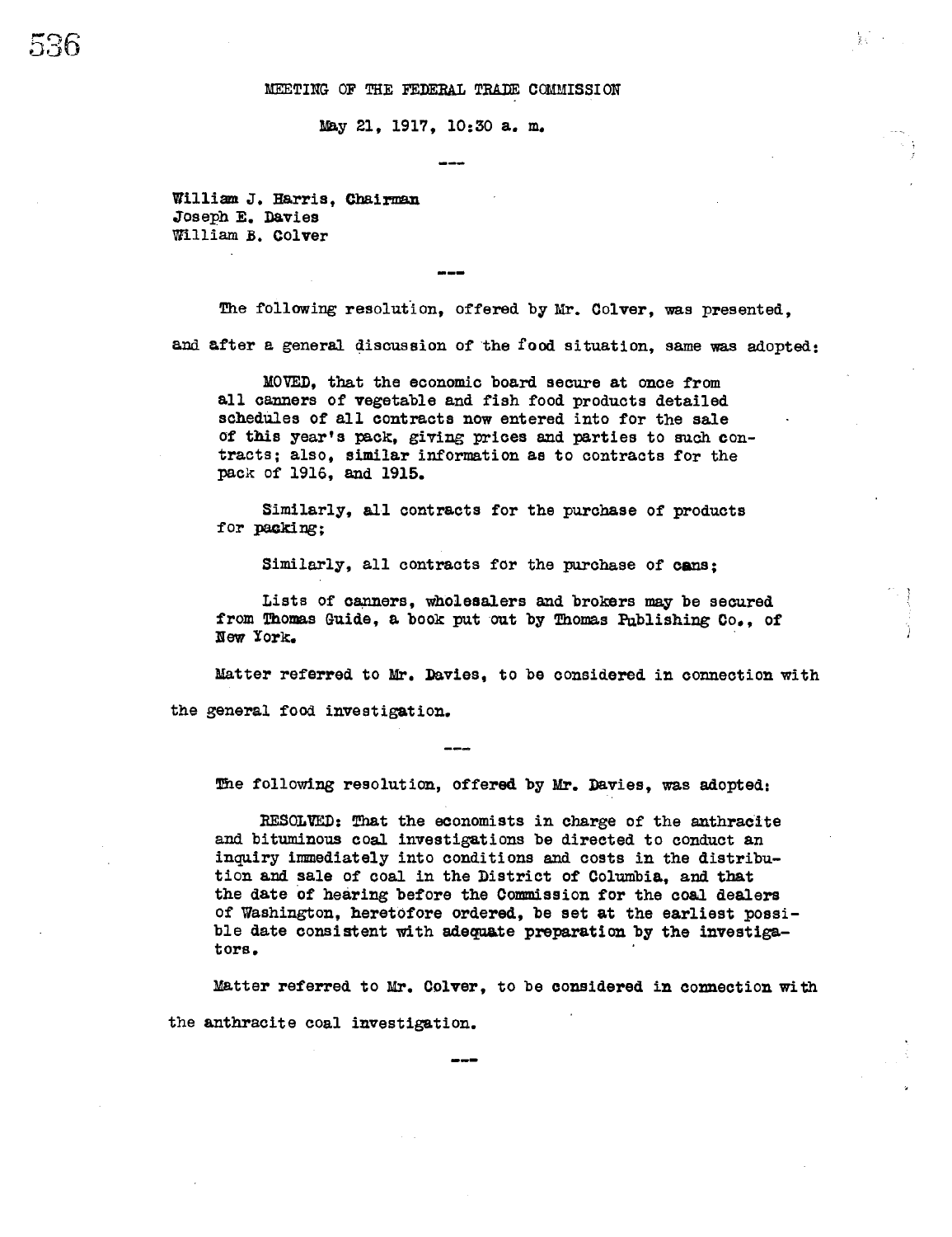MEETING OF THE FEDERAL TRADE COMMISSION

May 21, 1917, 10:30 a. m.

---

William J. Harris, Chairman
Joseph E. Davies
William B. Colver

---

The following resolution, offered by Mr. Colver, was presented, and after a general discussion of the food situation, same was adopted:

> MOVED, that the economic board secure at once from all canners of vegetable and fish food products detailed schedules of all contracts now entered into for the sale of this year's pack, giving prices and parties to such contracts; also, similar information as to contracts for the pack of 1916, and 1915.
>
> Similarly, all contracts for the purchase of products for packing;
>
> Similarly, all contracts for the purchase of cans;
>
> Lists of canners, wholesalers and brokers may be secured from Thomas Guide, a book put out by Thomas Publishing Co., of New York.

Matter referred to Mr. Davies, to be considered in connection with the general food investigation.

---

The following resolution, offered by Mr. Davies, was adopted:

> RESOLVED: That the economists in charge of the anthracite and bituminous coal investigations be directed to conduct an inquiry immediately into conditions and costs in the distribution and sale of coal in the District of Columbia, and that the date of hearing before the Commission for the coal dealers of Washington, heretofore ordered, be set at the earliest possible date consistent with adequate preparation by the investigators.

Matter referred to Mr. Colver, to be considered in connection with the anthracite coal investigation.

---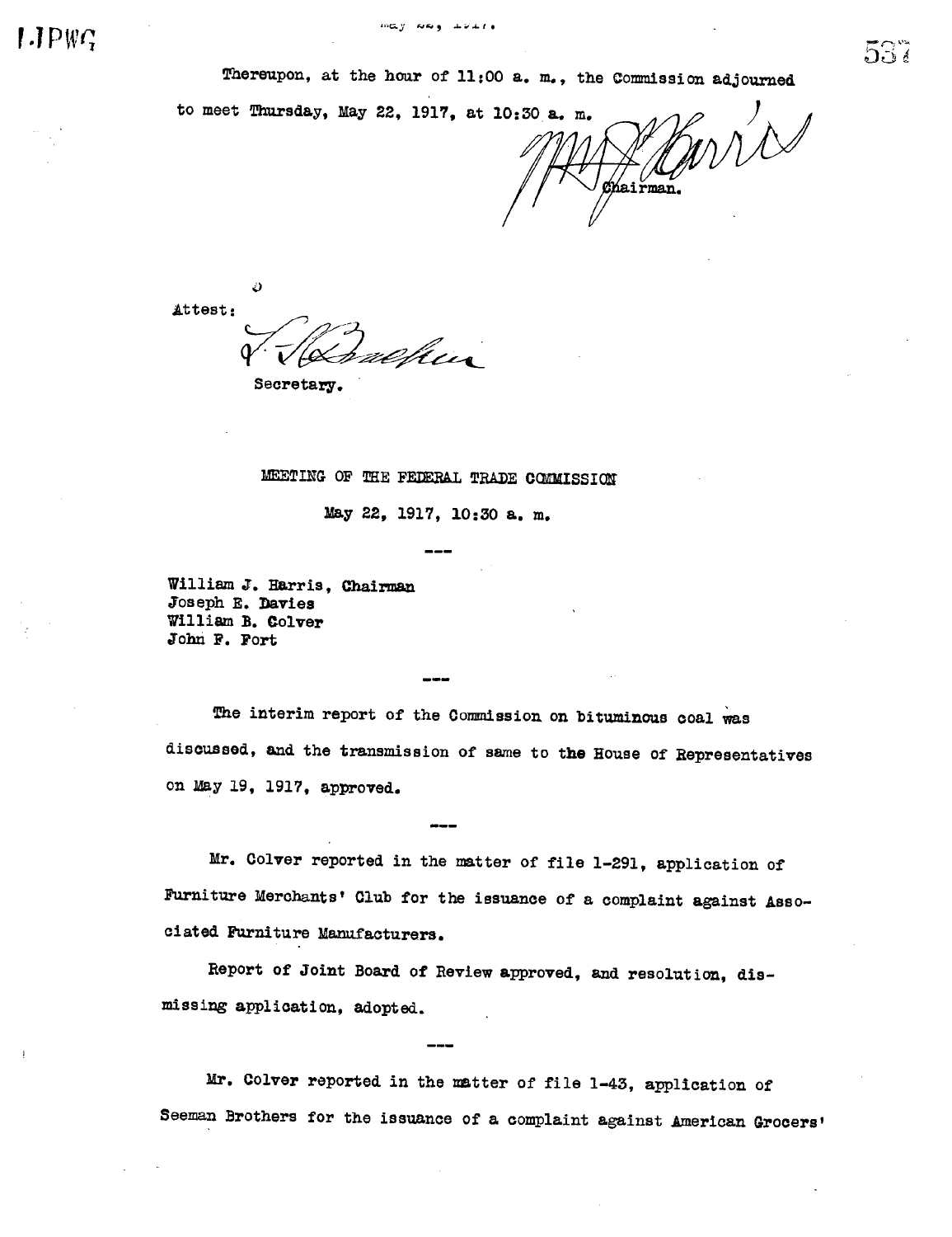Thereupon, at the hour of 11:00 a. m., the Commission adjourned to meet Thursday, May 22, 1917, at 10:30 a. m.

W. J. Harris
Chairman.

Attest:

J. S. Bradshaw
Secretary.

MEETING OF THE FEDERAL TRADE COMMISSION

May 22, 1917, 10:30 a. m.

---

William J. Harris, Chairman
Joseph E. Davies
William B. Colver
John F. Fort

---

The interim report of the Commission on bituminous coal was discussed, and the transmission of same to the House of Representatives on May 19, 1917, approved.

---

Mr. Colver reported in the matter of file 1-291, application of Furniture Merchants' Club for the issuance of a complaint against Associated Furniture Manufacturers.

Report of Joint Board of Review approved, and resolution, dismissing application, adopted.

---

Mr. Colver reported in the matter of file 1-43, application of Seeman Brothers for the issuance of a complaint against American Grocers'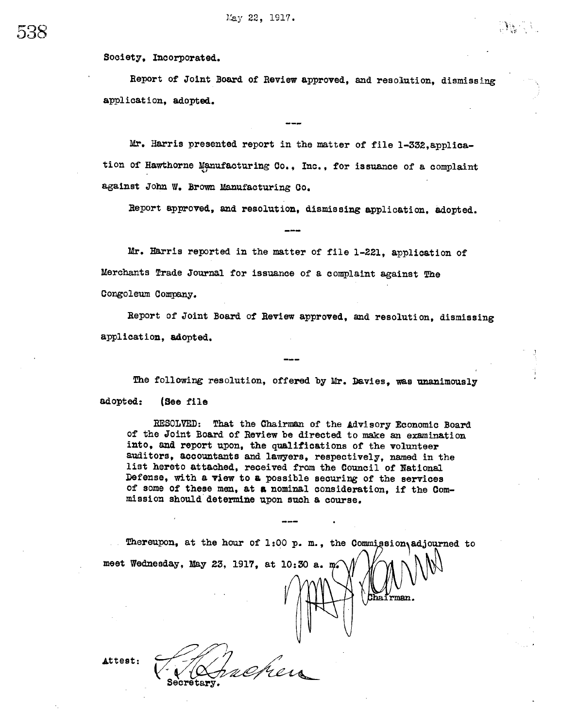Society, Incorporated.

Report of Joint Board of Review approved, and resolution, dismissing application, adopted.

---

Mr. Harris presented report in the matter of file 1-332, application of Hawthorne Manufacturing Co., Inc., for issuance of a complaint against John W. Brown Manufacturing Co.

Report approved, and resolution, dismissing application, adopted.

---

Mr. Harris reported in the matter of file 1-221, application of Merchants Trade Journal for issuance of a complaint against The Congoleum Company.

Report of Joint Board of Review approved, and resolution, dismissing application, adopted.

---

The following resolution, offered by Mr. Davies, was unanimously adopted: (See file

> RESOLVED: That the Chairman of the Advisory Economic Board of the Joint Board of Review be directed to make an examination into, and report upon, the qualifications of the volunteer auditors, accountants and lawyers, respectively, named in the list hereto attached, received from the Council of National Defense, with a view to a possible securing of the services of some of these men, at a nominal consideration, if the Commission should determine upon such a course.

---

Thereupon, at the hour of 1:00 p. m., the Commission adjourned to meet Wednesday, May 23, 1917, at 10:30 a. m.

Chairman.

Attest:

Secretary.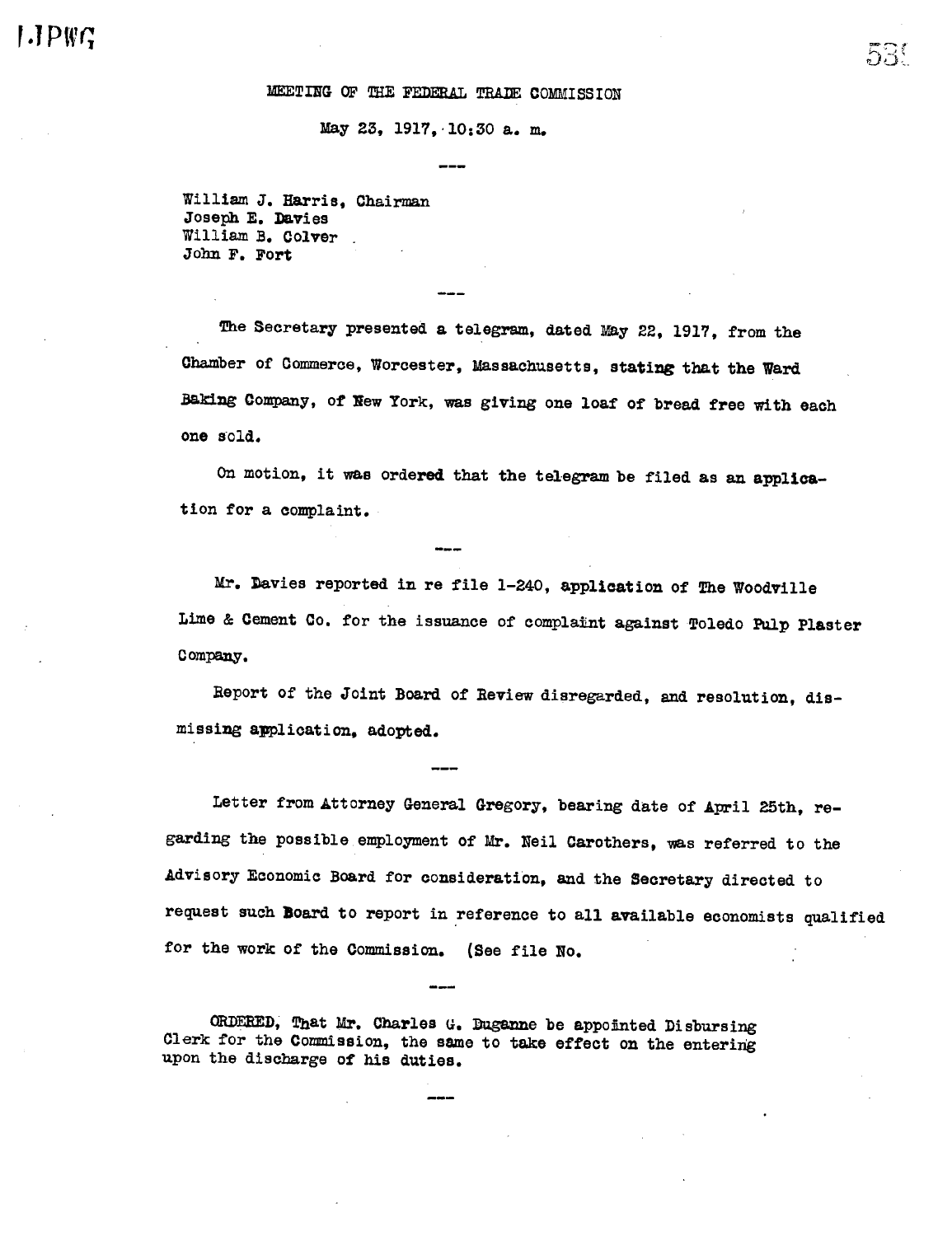MEETING OF THE FEDERAL TRADE COMMISSION

May 23, 1917, 10:30 a. m.

---

William J. Harris, Chairman
Joseph E. Davies
William B. Colver
John F. Fort

---

The Secretary presented a telegram, dated May 22, 1917, from the Chamber of Commerce, Worcester, Massachusetts, stating that the Ward Baking Company, of New York, was giving one loaf of bread free with each one sold.

On motion, it was ordered that the telegram be filed as an application for a complaint.

---

Mr. Davies reported in re file 1-240, application of The Woodville Lime & Cement Co. for the issuance of complaint against Toledo Pulp Plaster Company.

Report of the Joint Board of Review disregarded, and resolution, dismissing application, adopted.

---

Letter from Attorney General Gregory, bearing date of April 25th, regarding the possible employment of Mr. Neil Carothers, was referred to the Advisory Economic Board for consideration, and the Secretary directed to request such Board to report in reference to all available economists qualified for the work of the Commission. (See file No.

---

ORDERED, That Mr. Charles G. Duganne be appointed Disbursing Clerk for the Commission, the same to take effect on the entering upon the discharge of his duties.

---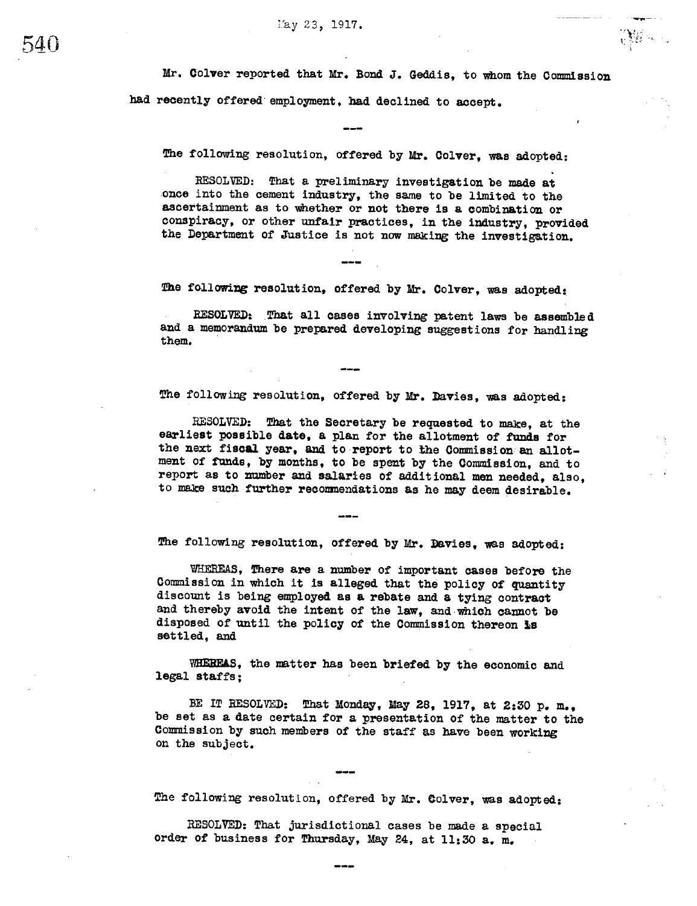May 23, 1917.

Mr. Colver reported that Mr. Bond J. Geddis, to whom the Commission had recently offered employment, had declined to accept.

---

The following resolution, offered by Mr. Colver, was adopted:

RESOLVED: That a preliminary investigation be made at once into the cement industry, the same to be limited to the ascertainment as to whether or not there is a combination or conspiracy, or other unfair practices, in the industry, provided the Department of Justice is not now making the investigation.

---

The following resolution, offered by Mr. Colver, was adopted:

RESOLVED: That all cases involving patent laws be assembled and a memorandum be prepared developing suggestions for handling them.

---

The following resolution, offered by Mr. Davies, was adopted:

RESOLVED: That the Secretary be requested to make, at the earliest possible date, a plan for the allotment of funds for the next fiscal year, and to report to the Commission an allotment of funds, by months, to be spent by the Commission, and to report as to number and salaries of additional men needed, also, to make such further recommendations as he may deem desirable.

---

The following resolution, offered by Mr. Davies, was adopted:

WHEREAS, There are a number of important cases before the Commission in which it is alleged that the policy of quantity discount is being employed as a rebate and a tying contract and thereby avoid the intent of the law, and which cannot be disposed of until the policy of the Commission thereon is settled, and

WHEREAS, the matter has been briefed by the economic and legal staffs;

BE IT RESOLVED: That Monday, May 28, 1917, at 2:30 p. m., be set as a date certain for a presentation of the matter to the Commission by such members of the staff as have been working on the subject.

---

The following resolution, offered by Mr. Colver, was adopted:

RESOLVED: That jurisdictional cases be made a special order of business for Thursday, May 24, at 11:30 a. m.

---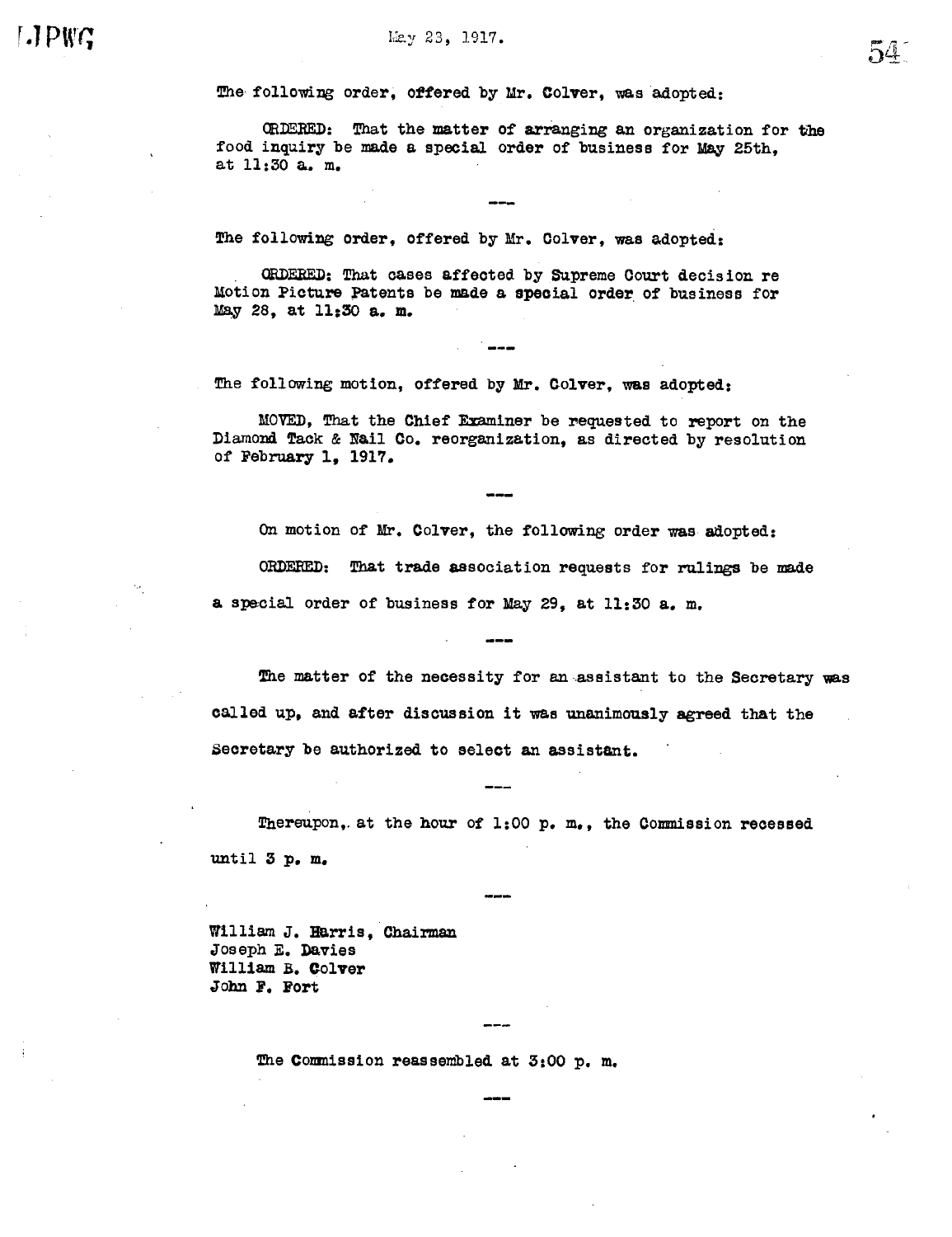May 23, 1917.

The following order, offered by Mr. Colver, was adopted:

ORDERED: That the matter of arranging an organization for the food inquiry be made a special order of business for May 25th, at 11:30 a. m.

---

The following order, offered by Mr. Colver, was adopted:

ORDERED: That cases affected by Supreme Court decision re Motion Picture Patents be made a special order of business for May 28, at 11:30 a. m.

---

The following motion, offered by Mr. Colver, was adopted:

MOVED, That the Chief Examiner be requested to report on the Diamond Tack & Nail Co. reorganization, as directed by resolution of February 1, 1917.

---

On motion of Mr. Colver, the following order was adopted:

ORDERED: That trade association requests for rulings be made a special order of business for May 29, at 11:30 a. m.

---

The matter of the necessity for an assistant to the Secretary was called up, and after discussion it was unanimously agreed that the Secretary be authorized to select an assistant.

---

Thereupon, at the hour of 1:00 p. m., the Commission recessed until 3 p. m.

---

William J. Harris, Chairman
Joseph E. Davies
William B. Colver
John F. Fort

---

The Commission reassembled at 3:00 p. m.

---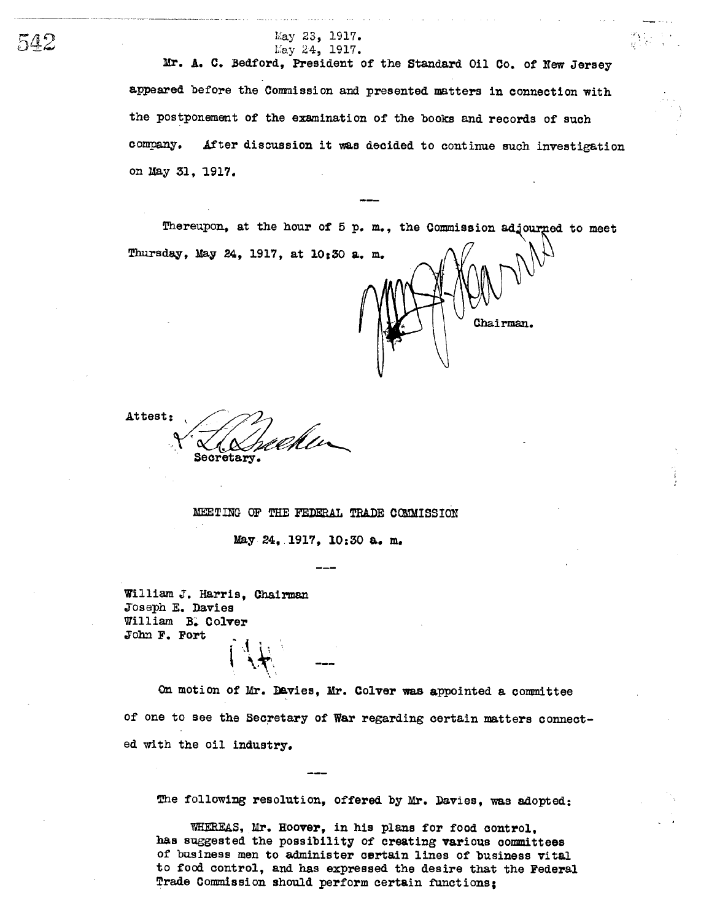May 23, 1917.
May 24, 1917.

Mr. A. C. Bedford, President of the Standard Oil Co. of New Jersey appeared before the Commission and presented matters in connection with the postponement of the examination of the books and records of such company. After discussion it was decided to continue such investigation on May 31, 1917.

---

Thereupon, at the hour of 5 p. m., the Commission adjourned to meet Thursday, May 24, 1917, at 10:30 a. m.

Chairman.

Attest:

Secretary.

## MEETING OF THE FEDERAL TRADE COMMISSION

May 24, 1917, 10:30 a. m.

---

William J. Harris, Chairman
Joseph E. Davies
William B. Colver
John F. Fort

---

On motion of Mr. Davies, Mr. Colver was appointed a committee of one to see the Secretary of War regarding certain matters connected with the oil industry.

---

The following resolution, offered by Mr. Davies, was adopted:

WHEREAS, Mr. Hoover, in his plans for food control, has suggested the possibility of creating various committees of business men to administer certain lines of business vital to food control, and has expressed the desire that the Federal Trade Commission should perform certain functions;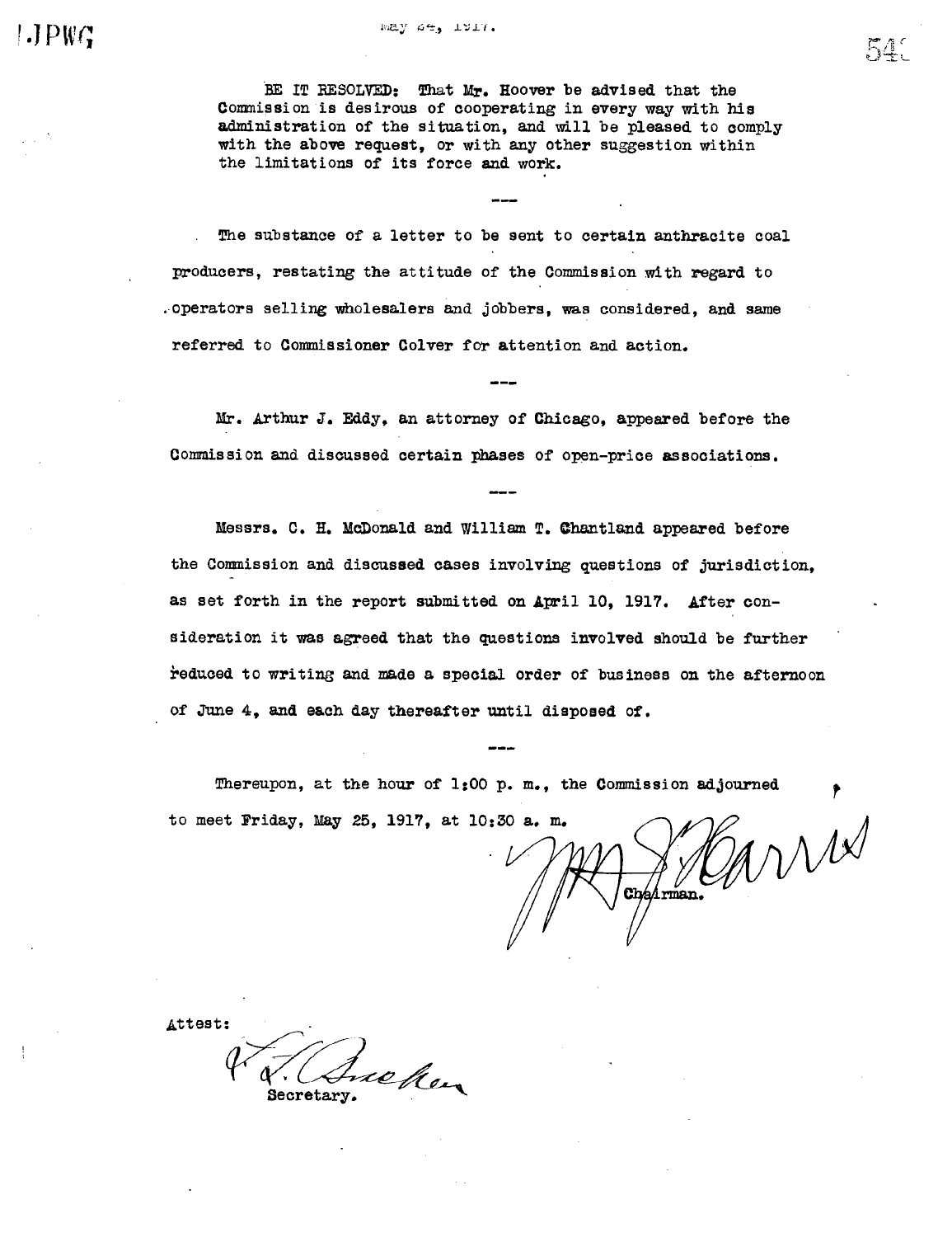BE IT RESOLVED: That Mr. Hoover be advised that the Commission is desirous of cooperating in every way with his administration of the situation, and will be pleased to comply with the above request, or with any other suggestion within the limitations of its force and work.

---

The substance of a letter to be sent to certain anthracite coal producers, restating the attitude of the Commission with regard to operators selling wholesalers and jobbers, was considered, and same referred to Commissioner Colver for attention and action.

---

Mr. Arthur J. Eddy, an attorney of Chicago, appeared before the Commission and discussed certain phases of open-price associations.

---

Messrs. C. H. McDonald and William T. Chantland appeared before the Commission and discussed cases involving questions of jurisdiction, as set forth in the report submitted on April 10, 1917. After consideration it was agreed that the questions involved should be further reduced to writing and made a special order of business on the afternoon of June 4, and each day thereafter until disposed of.

---

Thereupon, at the hour of 1:00 p. m., the Commission adjourned to meet Friday, May 25, 1917, at 10:30 a. m.

Wm. J. Harris
Chairman.

Attest:

V. L. Rucker
Secretary.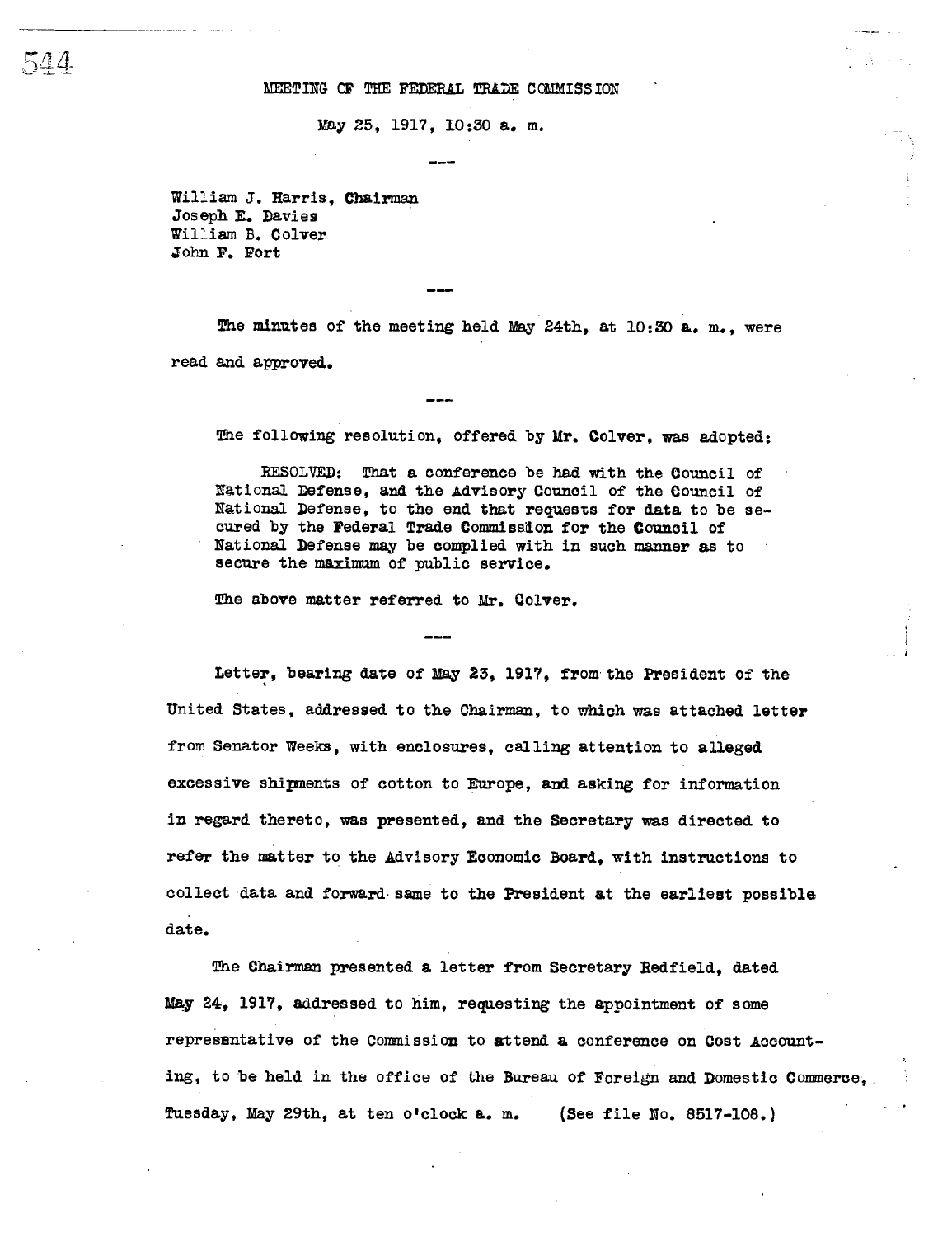MEETING OF THE FEDERAL TRADE COMMISSION

May 25, 1917, 10:30 a. m.

---

William J. Harris, Chairman
Joseph E. Davies
William B. Colver
John F. Fort

---

The minutes of the meeting held May 24th, at 10:30 a. m., were read and approved.

---

The following resolution, offered by Mr. Colver, was adopted:

> RESOLVED: That a conference be had with the Council of National Defense, and the Advisory Council of the Council of National Defense, to the end that requests for data to be secured by the Federal Trade Commission for the Council of National Defense may be complied with in such manner as to secure the maximum of public service.

The above matter referred to Mr. Colver.

---

Letter, bearing date of May 23, 1917, from the President of the United States, addressed to the Chairman, to which was attached letter from Senator Weeks, with enclosures, calling attention to alleged excessive shipments of cotton to Europe, and asking for information in regard thereto, was presented, and the Secretary was directed to refer the matter to the Advisory Economic Board, with instructions to collect data and forward same to the President at the earliest possible date.

The Chairman presented a letter from Secretary Redfield, dated May 24, 1917, addressed to him, requesting the appointment of some representative of the Commission to attend a conference on Cost Accounting, to be held in the office of the Bureau of Foreign and Domestic Commerce, Tuesday, May 29th, at ten o'clock a. m. (See file No. 8517-108.)